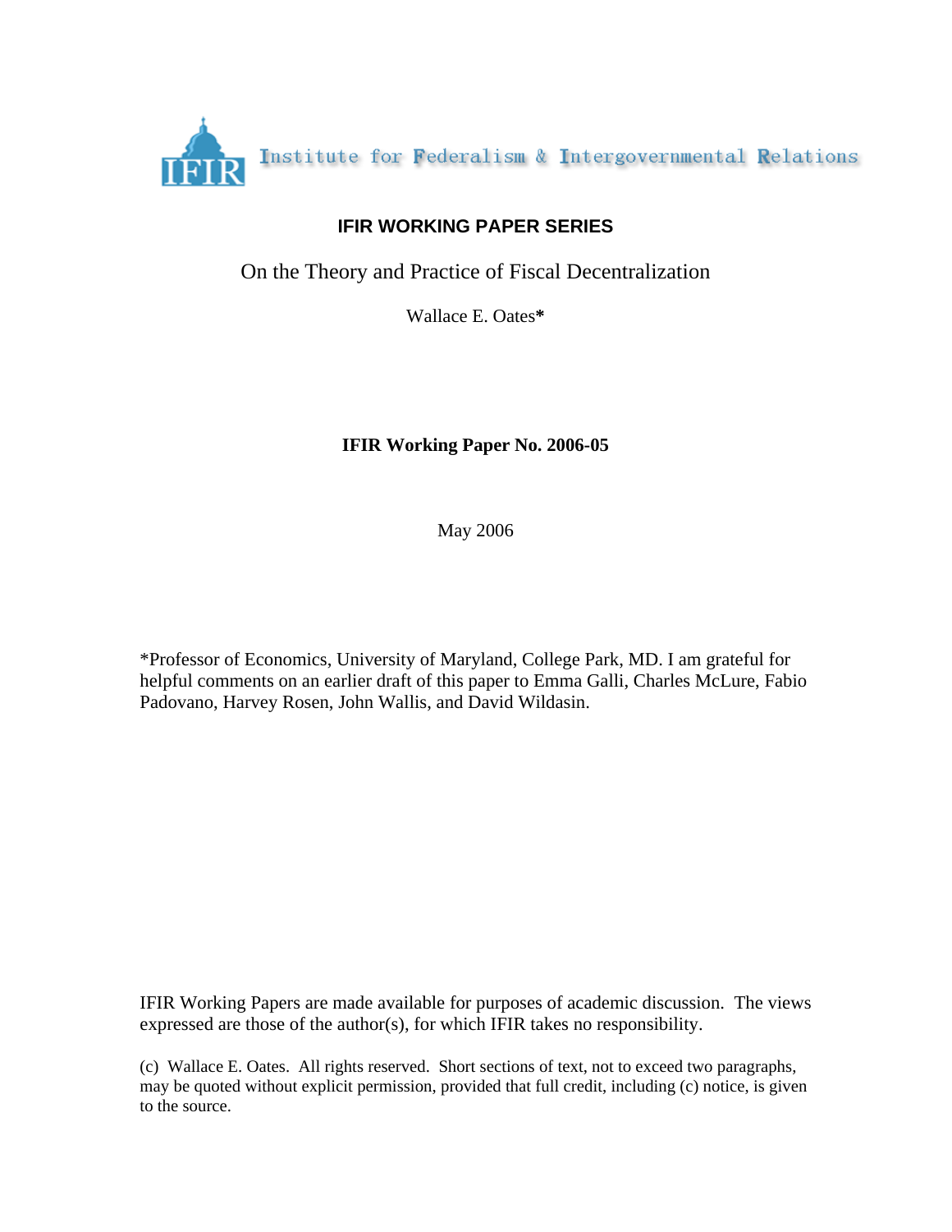IFIR Institute for Federalism & Intergovernmental Relations

**IFIR WORKING PAPER SERIES**

# On the Theory and Practice of Fiscal Decentralization

Wallace E. Oates*

**IFIR Working Paper No. 2006-05**

May 2006

*Professor of Economics, University of Maryland, College Park, MD. I am grateful for helpful comments on an earlier draft of this paper to Emma Galli, Charles McLure, Fabio Padovano, Harvey Rosen, John Wallis, and David Wildasin.

IFIR Working Papers are made available for purposes of academic discussion. The views expressed are those of the author(s), for which IFIR takes no responsibility.

(c) Wallace E. Oates. All rights reserved. Short sections of text, not to exceed two paragraphs, may be quoted without explicit permission, provided that full credit, including (c) notice, is given to the source.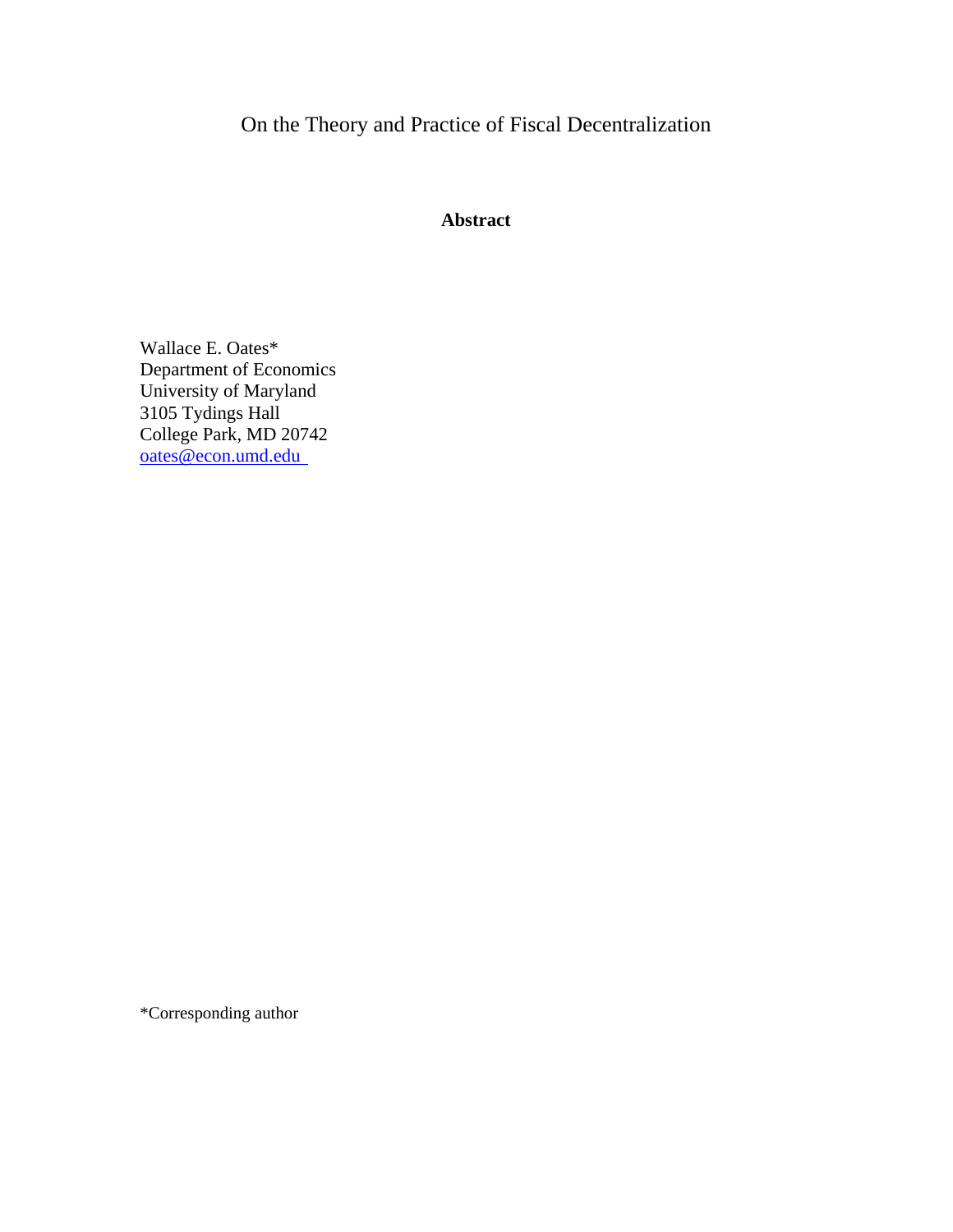# On the Theory and Practice of Fiscal Decentralization

**Abstract**

Wallace E. Oates*
Department of Economics
University of Maryland
3105 Tydings Hall
College Park, MD 20742
oates@econ.umd.edu

*Corresponding author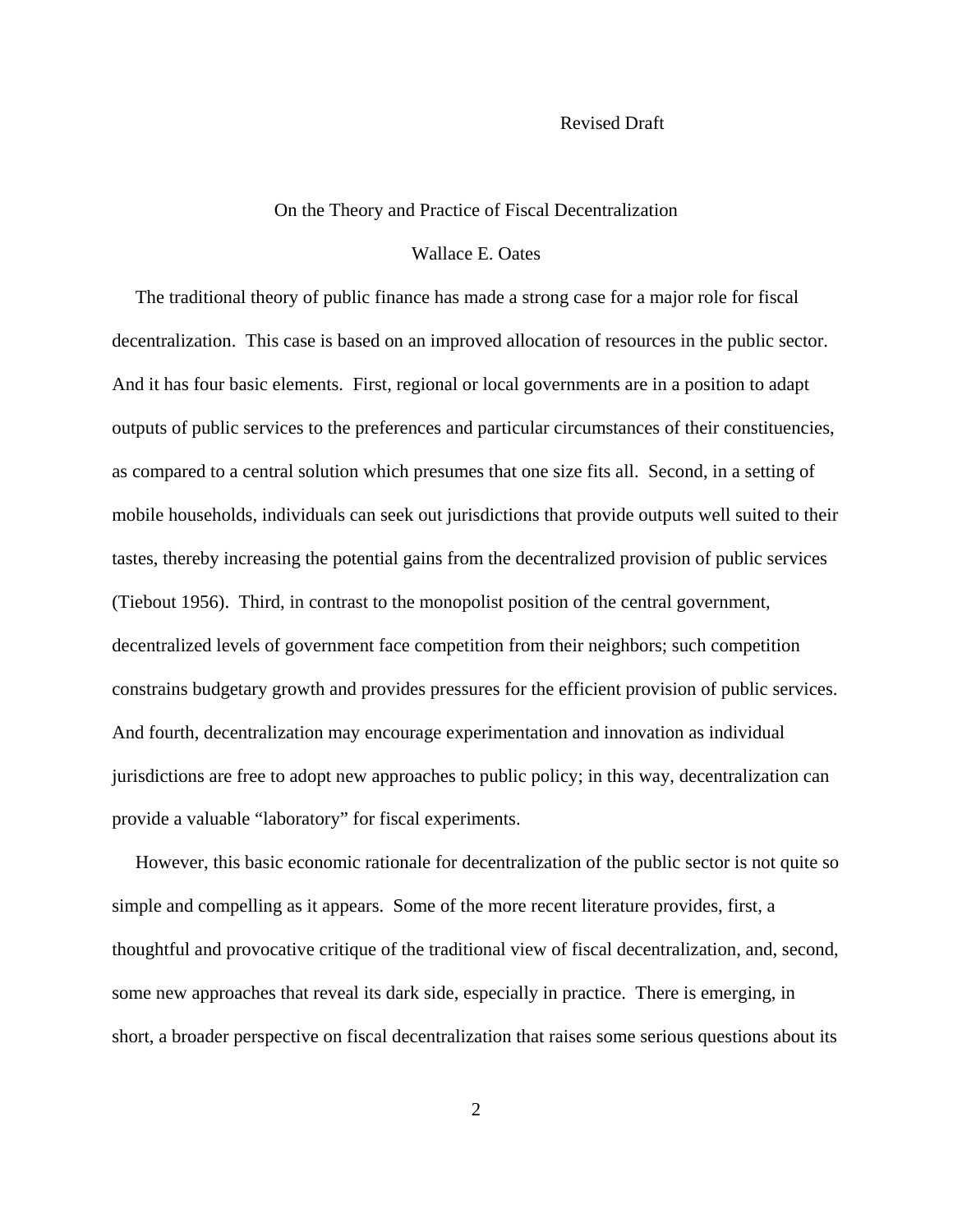Revised Draft

# On the Theory and Practice of Fiscal Decentralization

Wallace E. Oates

The traditional theory of public finance has made a strong case for a major role for fiscal decentralization. This case is based on an improved allocation of resources in the public sector. And it has four basic elements. First, regional or local governments are in a position to adapt outputs of public services to the preferences and particular circumstances of their constituencies, as compared to a central solution which presumes that one size fits all. Second, in a setting of mobile households, individuals can seek out jurisdictions that provide outputs well suited to their tastes, thereby increasing the potential gains from the decentralized provision of public services (Tiebout 1956). Third, in contrast to the monopolist position of the central government, decentralized levels of government face competition from their neighbors; such competition constrains budgetary growth and provides pressures for the efficient provision of public services. And fourth, decentralization may encourage experimentation and innovation as individual jurisdictions are free to adopt new approaches to public policy; in this way, decentralization can provide a valuable "laboratory" for fiscal experiments.

However, this basic economic rationale for decentralization of the public sector is not quite so simple and compelling as it appears. Some of the more recent literature provides, first, a thoughtful and provocative critique of the traditional view of fiscal decentralization, and, second, some new approaches that reveal its dark side, especially in practice. There is emerging, in short, a broader perspective on fiscal decentralization that raises some serious questions about its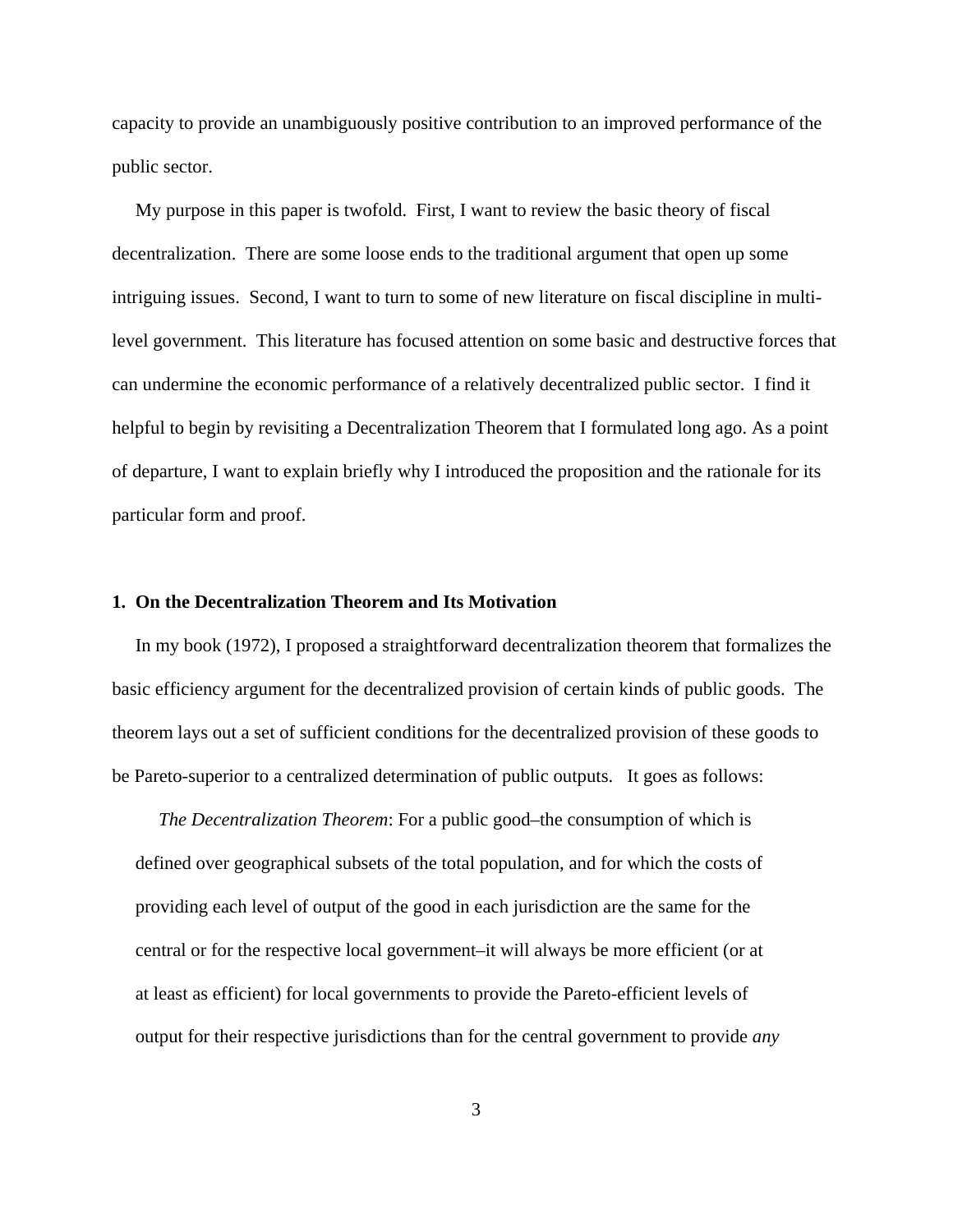capacity to provide an unambiguously positive contribution to an improved performance of the public sector.

My purpose in this paper is twofold. First, I want to review the basic theory of fiscal decentralization. There are some loose ends to the traditional argument that open up some intriguing issues. Second, I want to turn to some of new literature on fiscal discipline in multi-level government. This literature has focused attention on some basic and destructive forces that can undermine the economic performance of a relatively decentralized public sector. I find it helpful to begin by revisiting a Decentralization Theorem that I formulated long ago. As a point of departure, I want to explain briefly why I introduced the proposition and the rationale for its particular form and proof.

## 1. On the Decentralization Theorem and Its Motivation

In my book (1972), I proposed a straightforward decentralization theorem that formalizes the basic efficiency argument for the decentralized provision of certain kinds of public goods. The theorem lays out a set of sufficient conditions for the decentralized provision of these goods to be Pareto-superior to a centralized determination of public outputs. It goes as follows:

> *The Decentralization Theorem*: For a public good–the consumption of which is defined over geographical subsets of the total population, and for which the costs of providing each level of output of the good in each jurisdiction are the same for the central or for the respective local government–it will always be more efficient (or at at least as efficient) for local governments to provide the Pareto-efficient levels of output for their respective jurisdictions than for the central government to provide *any*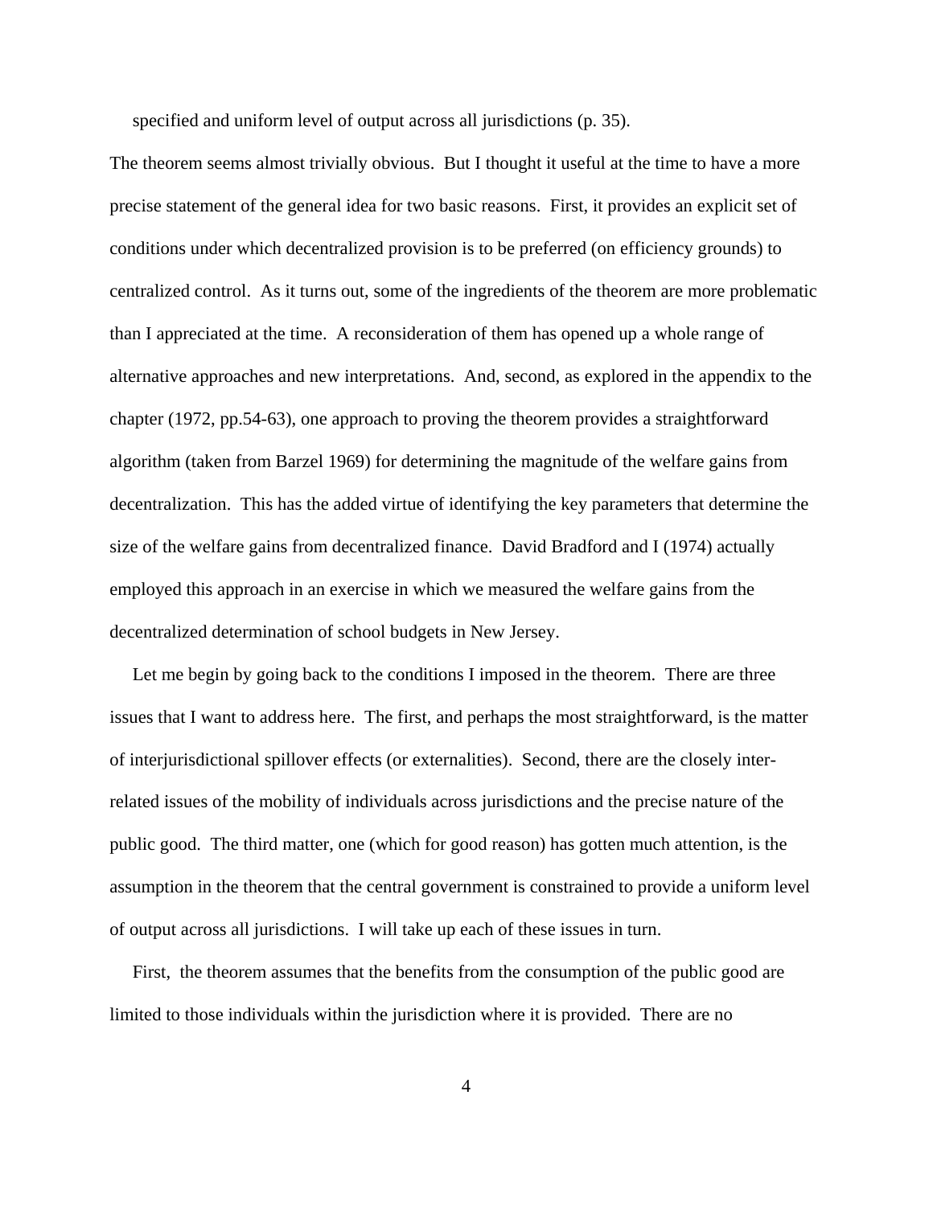specified and uniform level of output across all jurisdictions (p. 35).

The theorem seems almost trivially obvious. But I thought it useful at the time to have a more precise statement of the general idea for two basic reasons. First, it provides an explicit set of conditions under which decentralized provision is to be preferred (on efficiency grounds) to centralized control. As it turns out, some of the ingredients of the theorem are more problematic than I appreciated at the time. A reconsideration of them has opened up a whole range of alternative approaches and new interpretations. And, second, as explored in the appendix to the chapter (1972, pp.54-63), one approach to proving the theorem provides a straightforward algorithm (taken from Barzel 1969) for determining the magnitude of the welfare gains from decentralization. This has the added virtue of identifying the key parameters that determine the size of the welfare gains from decentralized finance. David Bradford and I (1974) actually employed this approach in an exercise in which we measured the welfare gains from the decentralized determination of school budgets in New Jersey.

Let me begin by going back to the conditions I imposed in the theorem. There are three issues that I want to address here. The first, and perhaps the most straightforward, is the matter of interjurisdictional spillover effects (or externalities). Second, there are the closely inter-related issues of the mobility of individuals across jurisdictions and the precise nature of the public good. The third matter, one (which for good reason) has gotten much attention, is the assumption in the theorem that the central government is constrained to provide a uniform level of output across all jurisdictions. I will take up each of these issues in turn.

First, the theorem assumes that the benefits from the consumption of the public good are limited to those individuals within the jurisdiction where it is provided. There are no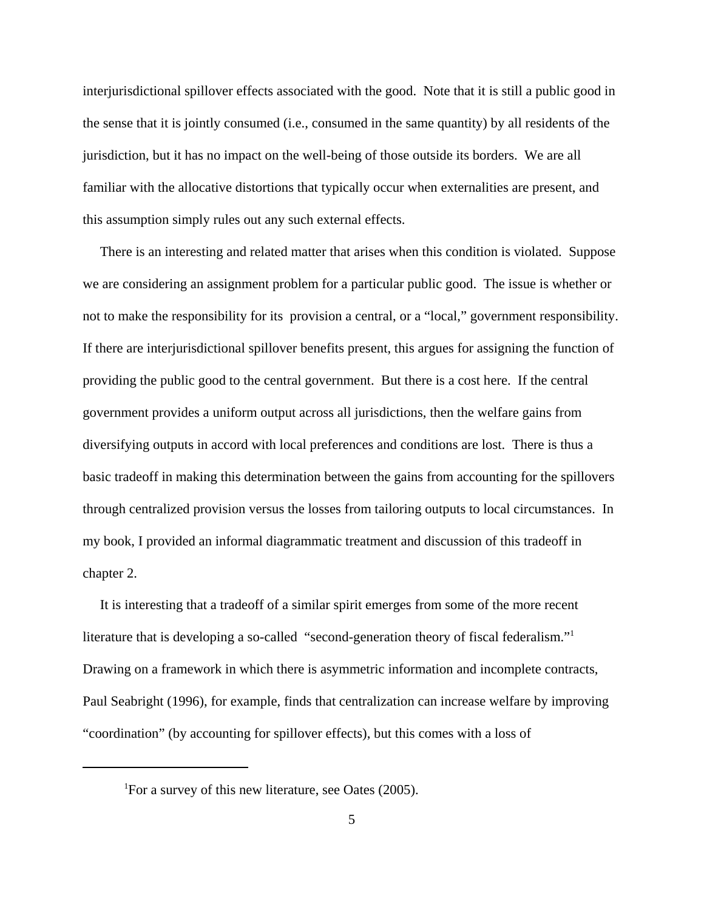interjurisdictional spillover effects associated with the good. Note that it is still a public good in the sense that it is jointly consumed (i.e., consumed in the same quantity) by all residents of the jurisdiction, but it has no impact on the well-being of those outside its borders. We are all familiar with the allocative distortions that typically occur when externalities are present, and this assumption simply rules out any such external effects.

There is an interesting and related matter that arises when this condition is violated. Suppose we are considering an assignment problem for a particular public good. The issue is whether or not to make the responsibility for its provision a central, or a "local," government responsibility. If there are interjurisdictional spillover benefits present, this argues for assigning the function of providing the public good to the central government. But there is a cost here. If the central government provides a uniform output across all jurisdictions, then the welfare gains from diversifying outputs in accord with local preferences and conditions are lost. There is thus a basic tradeoff in making this determination between the gains from accounting for the spillovers through centralized provision versus the losses from tailoring outputs to local circumstances. In my book, I provided an informal diagrammatic treatment and discussion of this tradeoff in chapter 2.

It is interesting that a tradeoff of a similar spirit emerges from some of the more recent literature that is developing a so-called "second-generation theory of fiscal federalism."[1] Drawing on a framework in which there is asymmetric information and incomplete contracts, Paul Seabright (1996), for example, finds that centralization can increase welfare by improving "coordination" (by accounting for spillover effects), but this comes with a loss of

[1] For a survey of this new literature, see Oates (2005).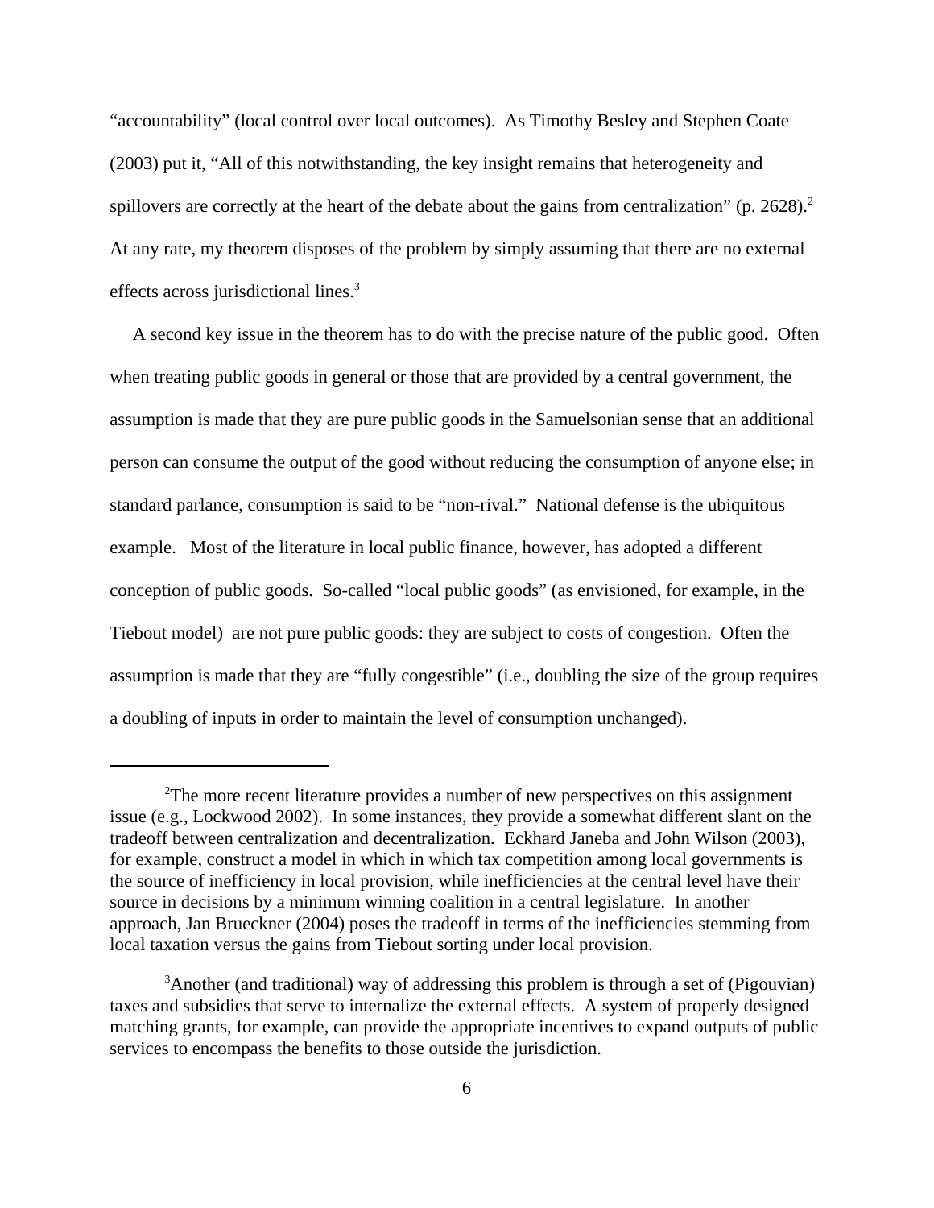"accountability" (local control over local outcomes). As Timothy Besley and Stephen Coate (2003) put it, "All of this notwithstanding, the key insight remains that heterogeneity and spillovers are correctly at the heart of the debate about the gains from centralization" (p. 2628).[2] At any rate, my theorem disposes of the problem by simply assuming that there are no external effects across jurisdictional lines.[3]

A second key issue in the theorem has to do with the precise nature of the public good. Often when treating public goods in general or those that are provided by a central government, the assumption is made that they are pure public goods in the Samuelsonian sense that an additional person can consume the output of the good without reducing the consumption of anyone else; in standard parlance, consumption is said to be "non-rival." National defense is the ubiquitous example. Most of the literature in local public finance, however, has adopted a different conception of public goods. So-called "local public goods" (as envisioned, for example, in the Tiebout model) are not pure public goods: they are subject to costs of congestion. Often the assumption is made that they are "fully congestible" (i.e., doubling the size of the group requires a doubling of inputs in order to maintain the level of consumption unchanged).

---

[2]The more recent literature provides a number of new perspectives on this assignment issue (e.g., Lockwood 2002). In some instances, they provide a somewhat different slant on the tradeoff between centralization and decentralization. Eckhard Janeba and John Wilson (2003), for example, construct a model in which in which tax competition among local governments is the source of inefficiency in local provision, while inefficiencies at the central level have their source in decisions by a minimum winning coalition in a central legislature. In another approach, Jan Brueckner (2004) poses the tradeoff in terms of the inefficiencies stemming from local taxation versus the gains from Tiebout sorting under local provision.

[3]Another (and traditional) way of addressing this problem is through a set of (Pigouvian) taxes and subsidies that serve to internalize the external effects. A system of properly designed matching grants, for example, can provide the appropriate incentives to expand outputs of public services to encompass the benefits to those outside the jurisdiction.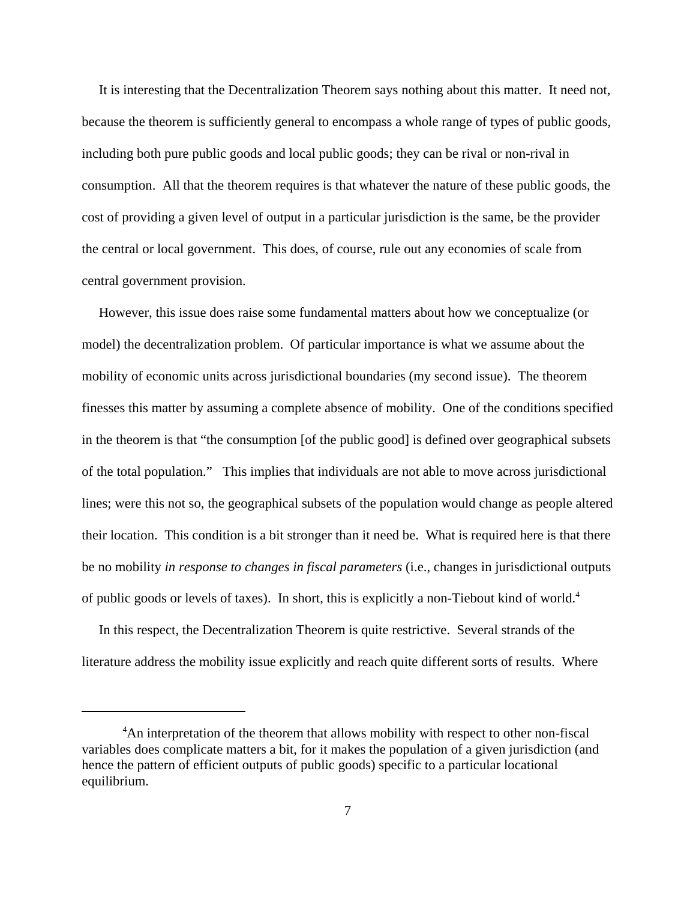It is interesting that the Decentralization Theorem says nothing about this matter. It need not, because the theorem is sufficiently general to encompass a whole range of types of public goods, including both pure public goods and local public goods; they can be rival or non-rival in consumption. All that the theorem requires is that whatever the nature of these public goods, the cost of providing a given level of output in a particular jurisdiction is the same, be the provider the central or local government. This does, of course, rule out any economies of scale from central government provision.

However, this issue does raise some fundamental matters about how we conceptualize (or model) the decentralization problem. Of particular importance is what we assume about the mobility of economic units across jurisdictional boundaries (my second issue). The theorem finesses this matter by assuming a complete absence of mobility. One of the conditions specified in the theorem is that "the consumption [of the public good] is defined over geographical subsets of the total population." This implies that individuals are not able to move across jurisdictional lines; were this not so, the geographical subsets of the population would change as people altered their location. This condition is a bit stronger than it need be. What is required here is that there be no mobility *in response to changes in fiscal parameters* (i.e., changes in jurisdictional outputs of public goods or levels of taxes). In short, this is explicitly a non-Tiebout kind of world.[4]

In this respect, the Decentralization Theorem is quite restrictive. Several strands of the literature address the mobility issue explicitly and reach quite different sorts of results. Where

[4] An interpretation of the theorem that allows mobility with respect to other non-fiscal variables does complicate matters a bit, for it makes the population of a given jurisdiction (and hence the pattern of efficient outputs of public goods) specific to a particular locational equilibrium.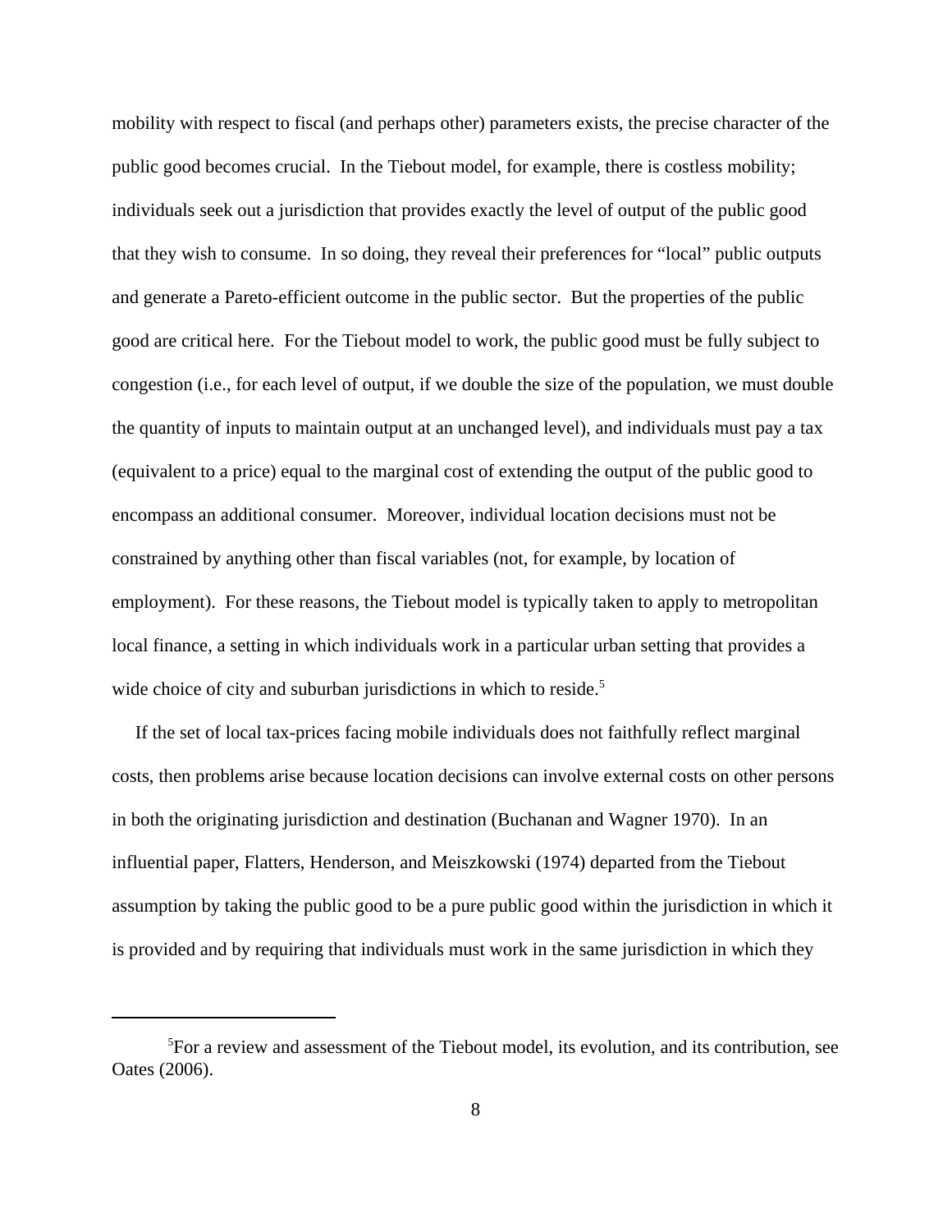mobility with respect to fiscal (and perhaps other) parameters exists, the precise character of the public good becomes crucial. In the Tiebout model, for example, there is costless mobility; individuals seek out a jurisdiction that provides exactly the level of output of the public good that they wish to consume. In so doing, they reveal their preferences for "local" public outputs and generate a Pareto-efficient outcome in the public sector. But the properties of the public good are critical here. For the Tiebout model to work, the public good must be fully subject to congestion (i.e., for each level of output, if we double the size of the population, we must double the quantity of inputs to maintain output at an unchanged level), and individuals must pay a tax (equivalent to a price) equal to the marginal cost of extending the output of the public good to encompass an additional consumer. Moreover, individual location decisions must not be constrained by anything other than fiscal variables (not, for example, by location of employment). For these reasons, the Tiebout model is typically taken to apply to metropolitan local finance, a setting in which individuals work in a particular urban setting that provides a wide choice of city and suburban jurisdictions in which to reside.[5]

If the set of local tax-prices facing mobile individuals does not faithfully reflect marginal costs, then problems arise because location decisions can involve external costs on other persons in both the originating jurisdiction and destination (Buchanan and Wagner 1970). In an influential paper, Flatters, Henderson, and Meiszkowski (1974) departed from the Tiebout assumption by taking the public good to be a pure public good within the jurisdiction in which it is provided and by requiring that individuals must work in the same jurisdiction in which they

---

[5] For a review and assessment of the Tiebout model, its evolution, and its contribution, see Oates (2006).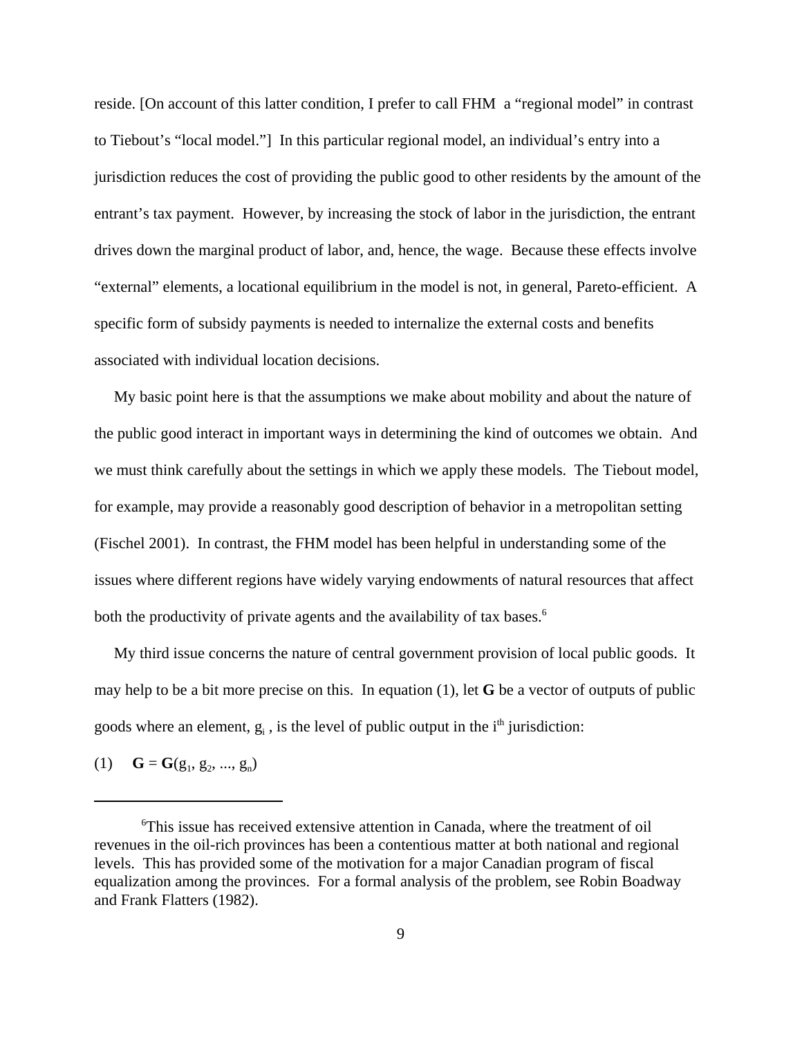reside. [On account of this latter condition, I prefer to call FHM a "regional model" in contrast to Tiebout's "local model."] In this particular regional model, an individual's entry into a jurisdiction reduces the cost of providing the public good to other residents by the amount of the entrant's tax payment. However, by increasing the stock of labor in the jurisdiction, the entrant drives down the marginal product of labor, and, hence, the wage. Because these effects involve "external" elements, a locational equilibrium in the model is not, in general, Pareto-efficient. A specific form of subsidy payments is needed to internalize the external costs and benefits associated with individual location decisions.

My basic point here is that the assumptions we make about mobility and about the nature of the public good interact in important ways in determining the kind of outcomes we obtain. And we must think carefully about the settings in which we apply these models. The Tiebout model, for example, may provide a reasonably good description of behavior in a metropolitan setting (Fischel 2001). In contrast, the FHM model has been helpful in understanding some of the issues where different regions have widely varying endowments of natural resources that affect both the productivity of private agents and the availability of tax bases.[6]

My third issue concerns the nature of central government provision of local public goods. It may help to be a bit more precise on this. In equation (1), let **G** be a vector of outputs of public goods where an element, $g_i$, is the level of public output in the $i^{th}$ jurisdiction:

$$\mathbf{G} = \mathbf{G}(g_1, g_2, ..., g_n) \tag{1}$$

---

[6]This issue has received extensive attention in Canada, where the treatment of oil revenues in the oil-rich provinces has been a contentious matter at both national and regional levels. This has provided some of the motivation for a major Canadian program of fiscal equalization among the provinces. For a formal analysis of the problem, see Robin Boadway and Frank Flatters (1982).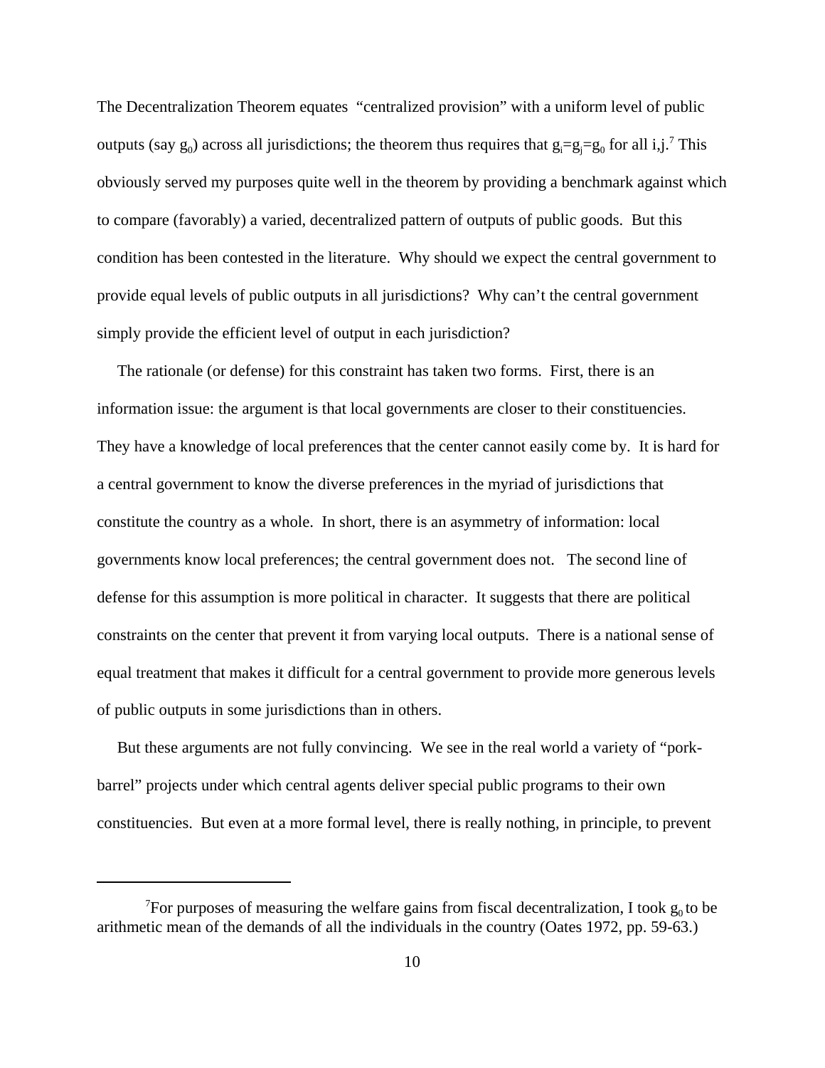The Decentralization Theorem equates "centralized provision" with a uniform level of public outputs (say $g_0$) across all jurisdictions; the theorem thus requires that $g_i=g_j=g_0$ for all i,j.[7] This obviously served my purposes quite well in the theorem by providing a benchmark against which to compare (favorably) a varied, decentralized pattern of outputs of public goods. But this condition has been contested in the literature. Why should we expect the central government to provide equal levels of public outputs in all jurisdictions? Why can't the central government simply provide the efficient level of output in each jurisdiction?

The rationale (or defense) for this constraint has taken two forms. First, there is an information issue: the argument is that local governments are closer to their constituencies. They have a knowledge of local preferences that the center cannot easily come by. It is hard for a central government to know the diverse preferences in the myriad of jurisdictions that constitute the country as a whole. In short, there is an asymmetry of information: local governments know local preferences; the central government does not. The second line of defense for this assumption is more political in character. It suggests that there are political constraints on the center that prevent it from varying local outputs. There is a national sense of equal treatment that makes it difficult for a central government to provide more generous levels of public outputs in some jurisdictions than in others.

But these arguments are not fully convincing. We see in the real world a variety of "pork-barrel" projects under which central agents deliver special public programs to their own constituencies. But even at a more formal level, there is really nothing, in principle, to prevent

[7] For purposes of measuring the welfare gains from fiscal decentralization, I took $g_0$ to be arithmetic mean of the demands of all the individuals in the country (Oates 1972, pp. 59-63.)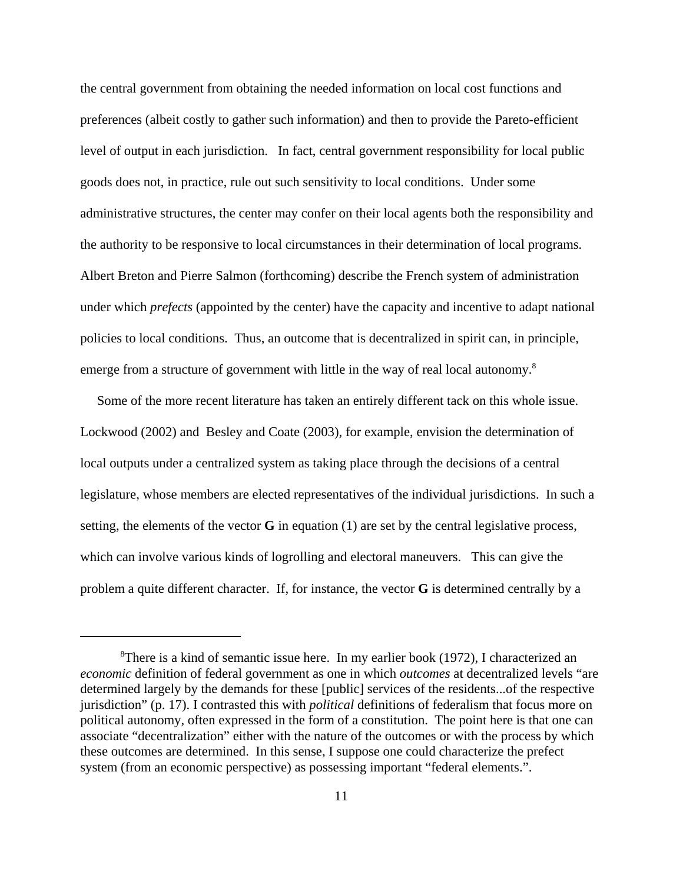the central government from obtaining the needed information on local cost functions and preferences (albeit costly to gather such information) and then to provide the Pareto-efficient level of output in each jurisdiction. In fact, central government responsibility for local public goods does not, in practice, rule out such sensitivity to local conditions. Under some administrative structures, the center may confer on their local agents both the responsibility and the authority to be responsive to local circumstances in their determination of local programs. Albert Breton and Pierre Salmon (forthcoming) describe the French system of administration under which *prefects* (appointed by the center) have the capacity and incentive to adapt national policies to local conditions. Thus, an outcome that is decentralized in spirit can, in principle, emerge from a structure of government with little in the way of real local autonomy.[8]

Some of the more recent literature has taken an entirely different tack on this whole issue. Lockwood (2002) and Besley and Coate (2003), for example, envision the determination of local outputs under a centralized system as taking place through the decisions of a central legislature, whose members are elected representatives of the individual jurisdictions. In such a setting, the elements of the vector **G** in equation (1) are set by the central legislative process, which can involve various kinds of logrolling and electoral maneuvers. This can give the problem a quite different character. If, for instance, the vector **G** is determined centrally by a

---

[8]There is a kind of semantic issue here. In my earlier book (1972), I characterized an *economic* definition of federal government as one in which *outcomes* at decentralized levels "are determined largely by the demands for these [public] services of the residents...of the respective jurisdiction" (p. 17). I contrasted this with *political* definitions of federalism that focus more on political autonomy, often expressed in the form of a constitution. The point here is that one can associate "decentralization" either with the nature of the outcomes or with the process by which these outcomes are determined. In this sense, I suppose one could characterize the prefect system (from an economic perspective) as possessing important "federal elements.".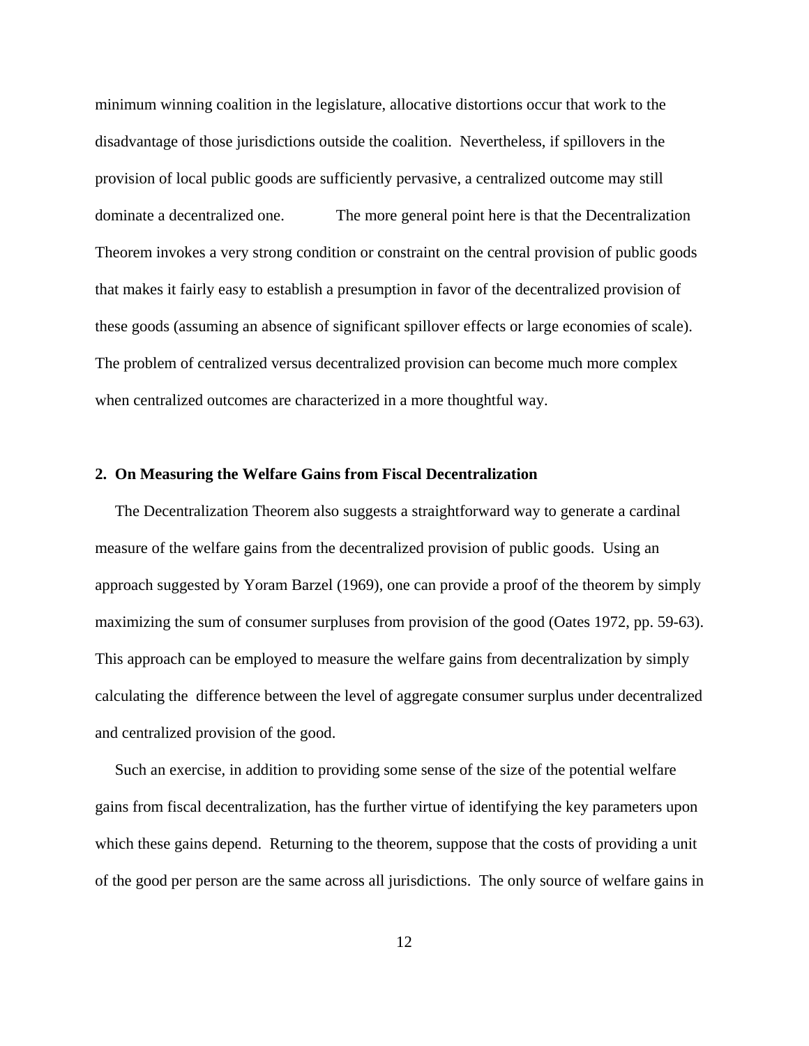minimum winning coalition in the legislature, allocative distortions occur that work to the disadvantage of those jurisdictions outside the coalition. Nevertheless, if spillovers in the provision of local public goods are sufficiently pervasive, a centralized outcome may still dominate a decentralized one.

The more general point here is that the Decentralization Theorem invokes a very strong condition or constraint on the central provision of public goods that makes it fairly easy to establish a presumption in favor of the decentralized provision of these goods (assuming an absence of significant spillover effects or large economies of scale). The problem of centralized versus decentralized provision can become much more complex when centralized outcomes are characterized in a more thoughtful way.

## 2. On Measuring the Welfare Gains from Fiscal Decentralization

The Decentralization Theorem also suggests a straightforward way to generate a cardinal measure of the welfare gains from the decentralized provision of public goods. Using an approach suggested by Yoram Barzel (1969), one can provide a proof of the theorem by simply maximizing the sum of consumer surpluses from provision of the good (Oates 1972, pp. 59-63). This approach can be employed to measure the welfare gains from decentralization by simply calculating the difference between the level of aggregate consumer surplus under decentralized and centralized provision of the good.

Such an exercise, in addition to providing some sense of the size of the potential welfare gains from fiscal decentralization, has the further virtue of identifying the key parameters upon which these gains depend. Returning to the theorem, suppose that the costs of providing a unit of the good per person are the same across all jurisdictions. The only source of welfare gains in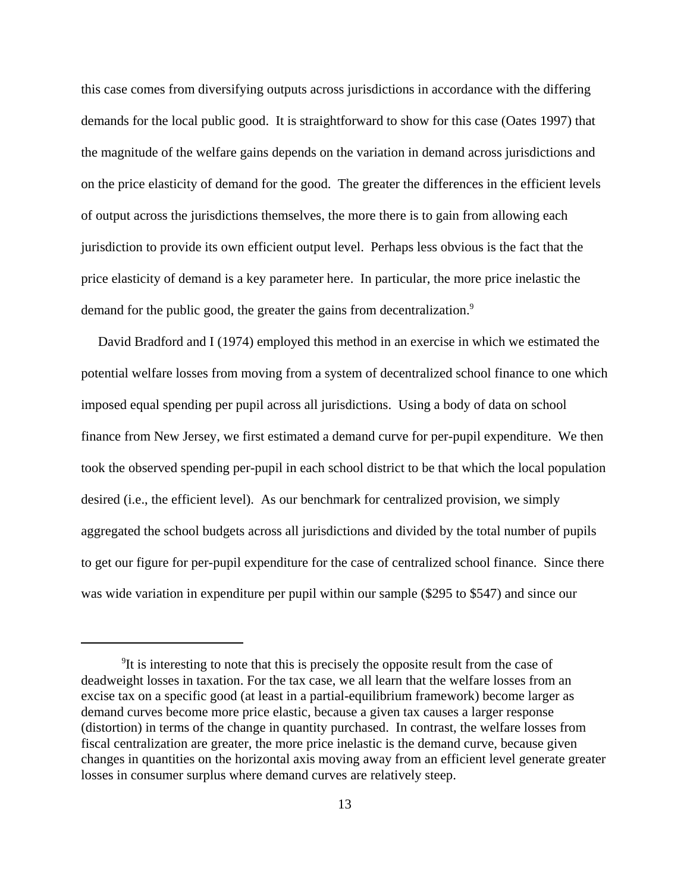this case comes from diversifying outputs across jurisdictions in accordance with the differing demands for the local public good. It is straightforward to show for this case (Oates 1997) that the magnitude of the welfare gains depends on the variation in demand across jurisdictions and on the price elasticity of demand for the good. The greater the differences in the efficient levels of output across the jurisdictions themselves, the more there is to gain from allowing each jurisdiction to provide its own efficient output level. Perhaps less obvious is the fact that the price elasticity of demand is a key parameter here. In particular, the more price inelastic the demand for the public good, the greater the gains from decentralization.[9]

David Bradford and I (1974) employed this method in an exercise in which we estimated the potential welfare losses from moving from a system of decentralized school finance to one which imposed equal spending per pupil across all jurisdictions. Using a body of data on school finance from New Jersey, we first estimated a demand curve for per-pupil expenditure. We then took the observed spending per-pupil in each school district to be that which the local population desired (i.e., the efficient level). As our benchmark for centralized provision, we simply aggregated the school budgets across all jurisdictions and divided by the total number of pupils to get our figure for per-pupil expenditure for the case of centralized school finance. Since there was wide variation in expenditure per pupil within our sample ($295 to $547) and since our

---

[9]It is interesting to note that this is precisely the opposite result from the case of deadweight losses in taxation. For the tax case, we all learn that the welfare losses from an excise tax on a specific good (at least in a partial-equilibrium framework) become larger as demand curves become more price elastic, because a given tax causes a larger response (distortion) in terms of the change in quantity purchased. In contrast, the welfare losses from fiscal centralization are greater, the more price inelastic is the demand curve, because given changes in quantities on the horizontal axis moving away from an efficient level generate greater losses in consumer surplus where demand curves are relatively steep.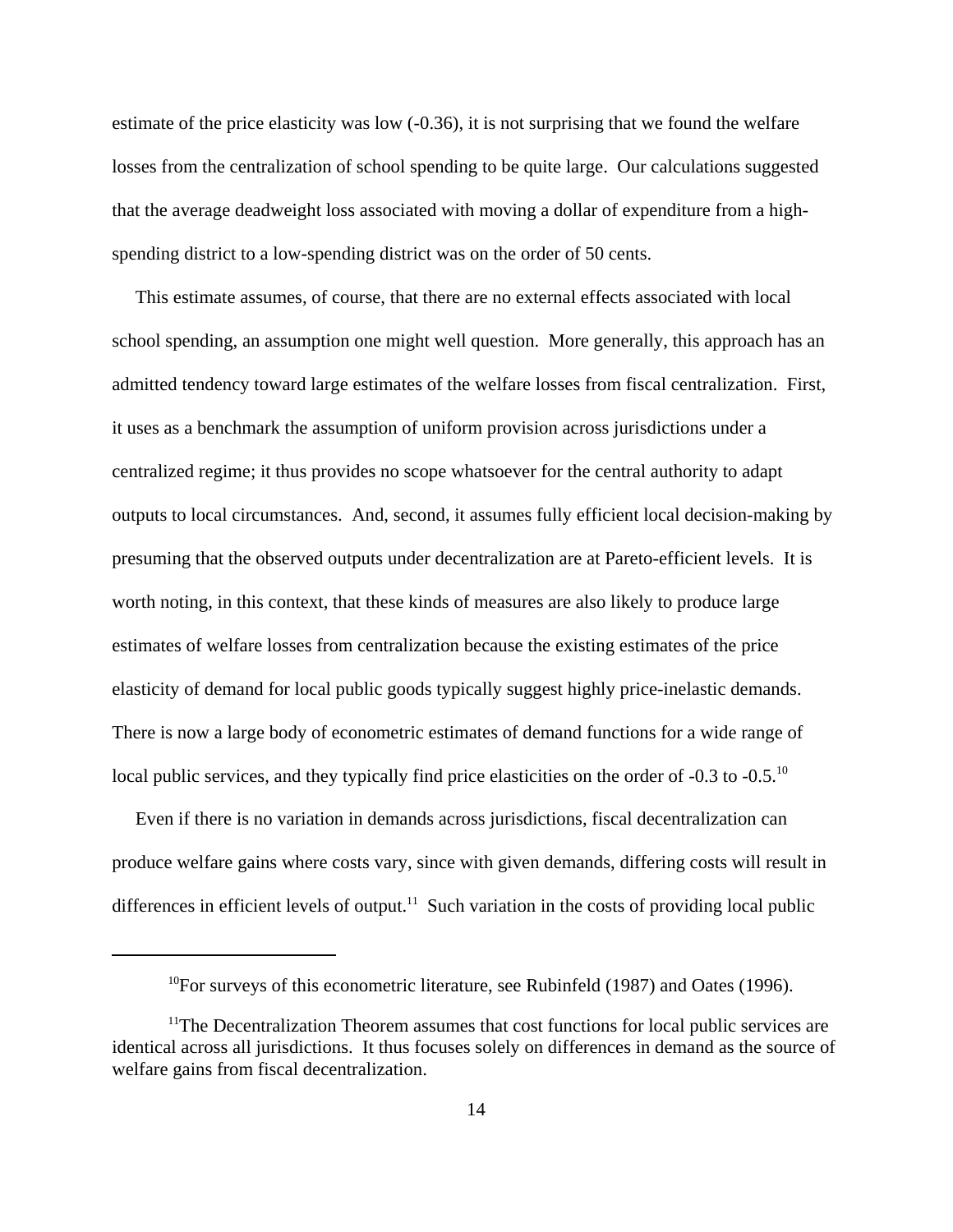estimate of the price elasticity was low (-0.36), it is not surprising that we found the welfare losses from the centralization of school spending to be quite large. Our calculations suggested that the average deadweight loss associated with moving a dollar of expenditure from a high-spending district to a low-spending district was on the order of 50 cents.

This estimate assumes, of course, that there are no external effects associated with local school spending, an assumption one might well question. More generally, this approach has an admitted tendency toward large estimates of the welfare losses from fiscal centralization. First, it uses as a benchmark the assumption of uniform provision across jurisdictions under a centralized regime; it thus provides no scope whatsoever for the central authority to adapt outputs to local circumstances. And, second, it assumes fully efficient local decision-making by presuming that the observed outputs under decentralization are at Pareto-efficient levels. It is worth noting, in this context, that these kinds of measures are also likely to produce large estimates of welfare losses from centralization because the existing estimates of the price elasticity of demand for local public goods typically suggest highly price-inelastic demands. There is now a large body of econometric estimates of demand functions for a wide range of local public services, and they typically find price elasticities on the order of -0.3 to -0.5.[10]

Even if there is no variation in demands across jurisdictions, fiscal decentralization can produce welfare gains where costs vary, since with given demands, differing costs will result in differences in efficient levels of output.[11] Such variation in the costs of providing local public

---

[10] For surveys of this econometric literature, see Rubinfeld (1987) and Oates (1996).

[11] The Decentralization Theorem assumes that cost functions for local public services are identical across all jurisdictions. It thus focuses solely on differences in demand as the source of welfare gains from fiscal decentralization.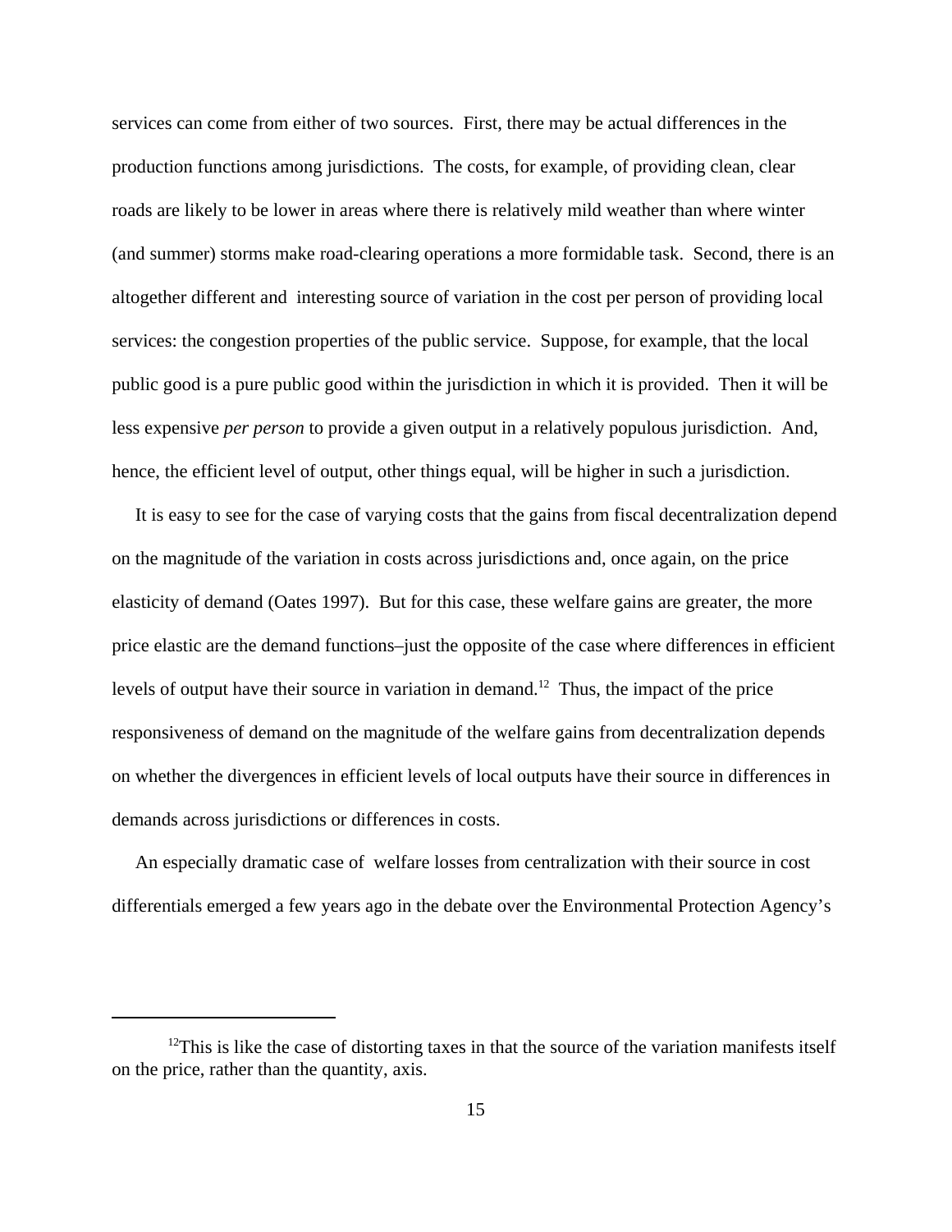services can come from either of two sources. First, there may be actual differences in the production functions among jurisdictions. The costs, for example, of providing clean, clear roads are likely to be lower in areas where there is relatively mild weather than where winter (and summer) storms make road-clearing operations a more formidable task. Second, there is an altogether different and interesting source of variation in the cost per person of providing local services: the congestion properties of the public service. Suppose, for example, that the local public good is a pure public good within the jurisdiction in which it is provided. Then it will be less expensive *per person* to provide a given output in a relatively populous jurisdiction. And, hence, the efficient level of output, other things equal, will be higher in such a jurisdiction.

It is easy to see for the case of varying costs that the gains from fiscal decentralization depend on the magnitude of the variation in costs across jurisdictions and, once again, on the price elasticity of demand (Oates 1997). But for this case, these welfare gains are greater, the more price elastic are the demand functions–just the opposite of the case where differences in efficient levels of output have their source in variation in demand.[12] Thus, the impact of the price responsiveness of demand on the magnitude of the welfare gains from decentralization depends on whether the divergences in efficient levels of local outputs have their source in differences in demands across jurisdictions or differences in costs.

An especially dramatic case of welfare losses from centralization with their source in cost differentials emerged a few years ago in the debate over the Environmental Protection Agency's

[12] This is like the case of distorting taxes in that the source of the variation manifests itself on the price, rather than the quantity, axis.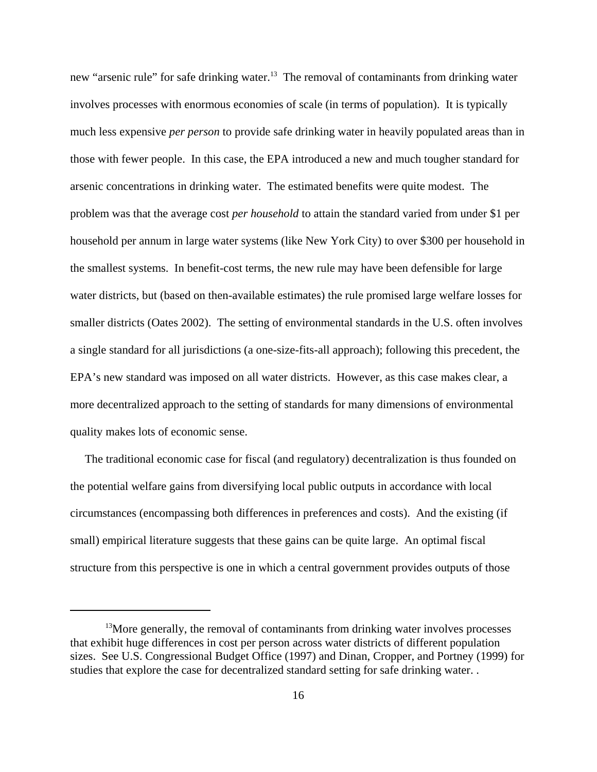new "arsenic rule" for safe drinking water.[13] The removal of contaminants from drinking water involves processes with enormous economies of scale (in terms of population). It is typically much less expensive *per person* to provide safe drinking water in heavily populated areas than in those with fewer people. In this case, the EPA introduced a new and much tougher standard for arsenic concentrations in drinking water. The estimated benefits were quite modest. The problem was that the average cost *per household* to attain the standard varied from under $1 per household per annum in large water systems (like New York City) to over $300 per household in the smallest systems. In benefit-cost terms, the new rule may have been defensible for large water districts, but (based on then-available estimates) the rule promised large welfare losses for smaller districts (Oates 2002). The setting of environmental standards in the U.S. often involves a single standard for all jurisdictions (a one-size-fits-all approach); following this precedent, the EPA's new standard was imposed on all water districts. However, as this case makes clear, a more decentralized approach to the setting of standards for many dimensions of environmental quality makes lots of economic sense.

The traditional economic case for fiscal (and regulatory) decentralization is thus founded on the potential welfare gains from diversifying local public outputs in accordance with local circumstances (encompassing both differences in preferences and costs). And the existing (if small) empirical literature suggests that these gains can be quite large. An optimal fiscal structure from this perspective is one in which a central government provides outputs of those

---

[13] More generally, the removal of contaminants from drinking water involves processes that exhibit huge differences in cost per person across water districts of different population sizes. See U.S. Congressional Budget Office (1997) and Dinan, Cropper, and Portney (1999) for studies that explore the case for decentralized standard setting for safe drinking water. .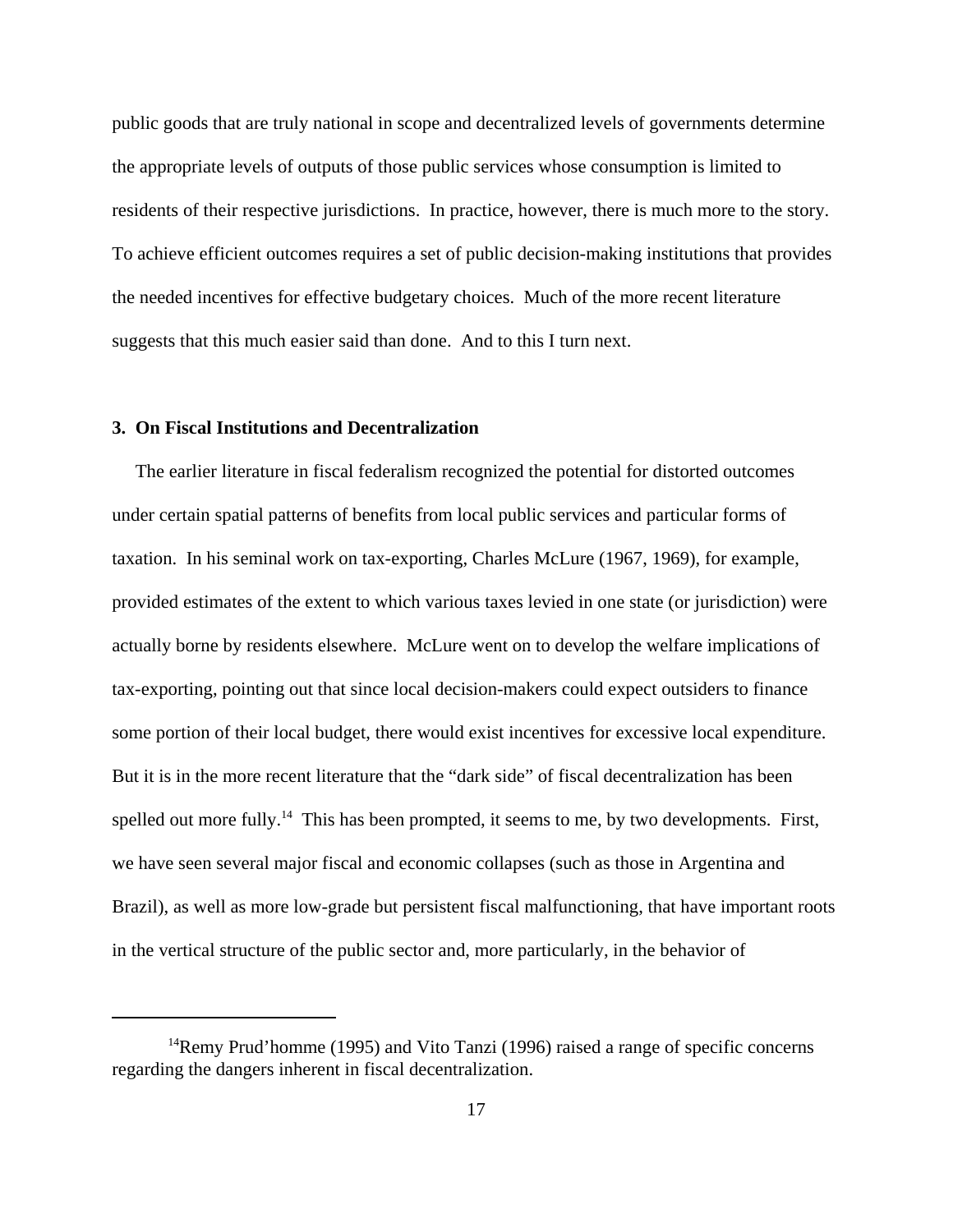public goods that are truly national in scope and decentralized levels of governments determine the appropriate levels of outputs of those public services whose consumption is limited to residents of their respective jurisdictions. In practice, however, there is much more to the story. To achieve efficient outcomes requires a set of public decision-making institutions that provides the needed incentives for effective budgetary choices. Much of the more recent literature suggests that this much easier said than done. And to this I turn next.

### 3. On Fiscal Institutions and Decentralization

The earlier literature in fiscal federalism recognized the potential for distorted outcomes under certain spatial patterns of benefits from local public services and particular forms of taxation. In his seminal work on tax-exporting, Charles McLure (1967, 1969), for example, provided estimates of the extent to which various taxes levied in one state (or jurisdiction) were actually borne by residents elsewhere. McLure went on to develop the welfare implications of tax-exporting, pointing out that since local decision-makers could expect outsiders to finance some portion of their local budget, there would exist incentives for excessive local expenditure. But it is in the more recent literature that the "dark side" of fiscal decentralization has been spelled out more fully.[14] This has been prompted, it seems to me, by two developments. First, we have seen several major fiscal and economic collapses (such as those in Argentina and Brazil), as well as more low-grade but persistent fiscal malfunctioning, that have important roots in the vertical structure of the public sector and, more particularly, in the behavior of

---

[14] Remy Prud'homme (1995) and Vito Tanzi (1996) raised a range of specific concerns regarding the dangers inherent in fiscal decentralization.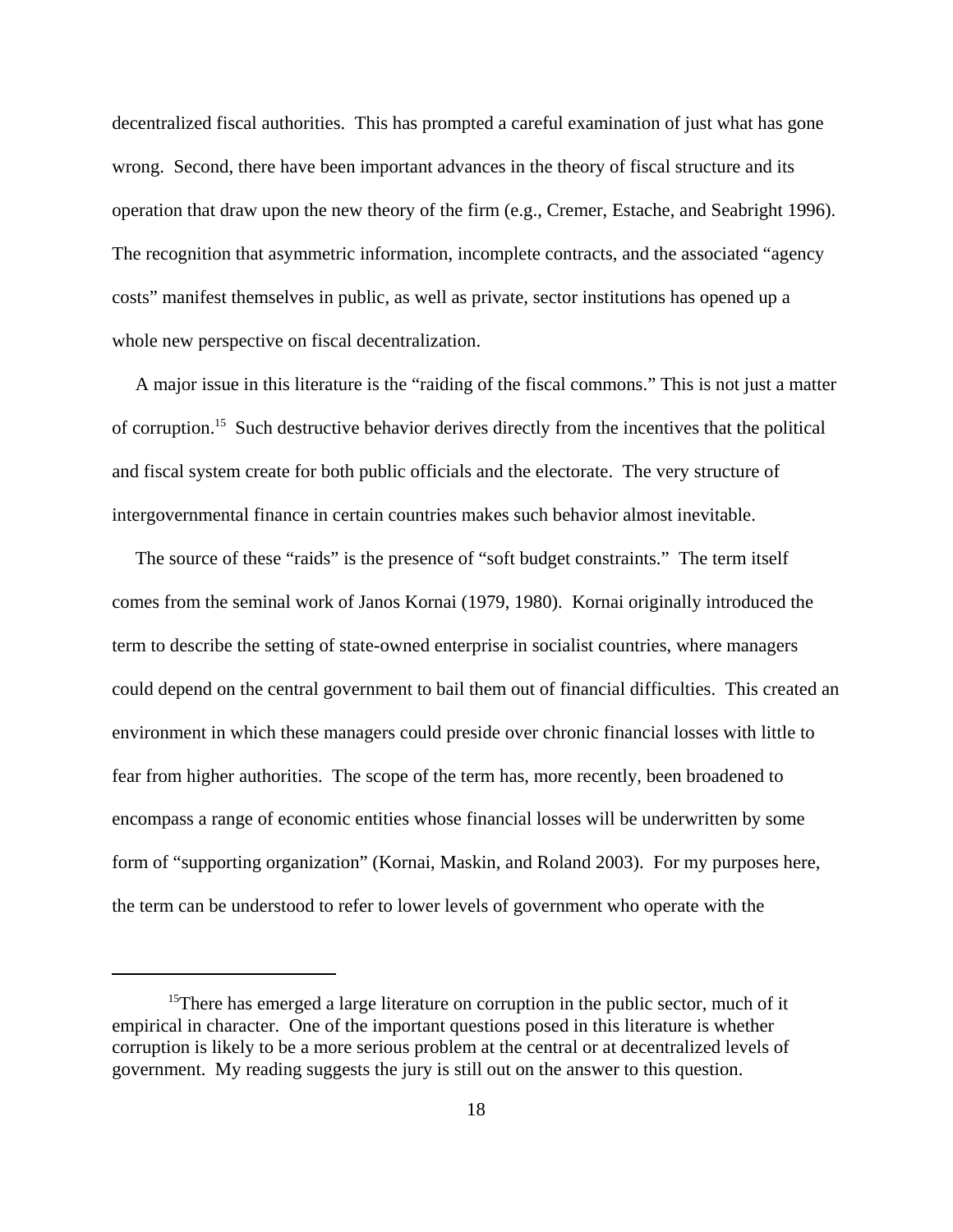decentralized fiscal authorities. This has prompted a careful examination of just what has gone wrong. Second, there have been important advances in the theory of fiscal structure and its operation that draw upon the new theory of the firm (e.g., Cremer, Estache, and Seabright 1996). The recognition that asymmetric information, incomplete contracts, and the associated "agency costs" manifest themselves in public, as well as private, sector institutions has opened up a whole new perspective on fiscal decentralization.

A major issue in this literature is the "raiding of the fiscal commons." This is not just a matter of corruption.[15] Such destructive behavior derives directly from the incentives that the political and fiscal system create for both public officials and the electorate. The very structure of intergovernmental finance in certain countries makes such behavior almost inevitable.

The source of these "raids" is the presence of "soft budget constraints." The term itself comes from the seminal work of Janos Kornai (1979, 1980). Kornai originally introduced the term to describe the setting of state-owned enterprise in socialist countries, where managers could depend on the central government to bail them out of financial difficulties. This created an environment in which these managers could preside over chronic financial losses with little to fear from higher authorities. The scope of the term has, more recently, been broadened to encompass a range of economic entities whose financial losses will be underwritten by some form of "supporting organization" (Kornai, Maskin, and Roland 2003). For my purposes here, the term can be understood to refer to lower levels of government who operate with the

---

[15] There has emerged a large literature on corruption in the public sector, much of it empirical in character. One of the important questions posed in this literature is whether corruption is likely to be a more serious problem at the central or at decentralized levels of government. My reading suggests the jury is still out on the answer to this question.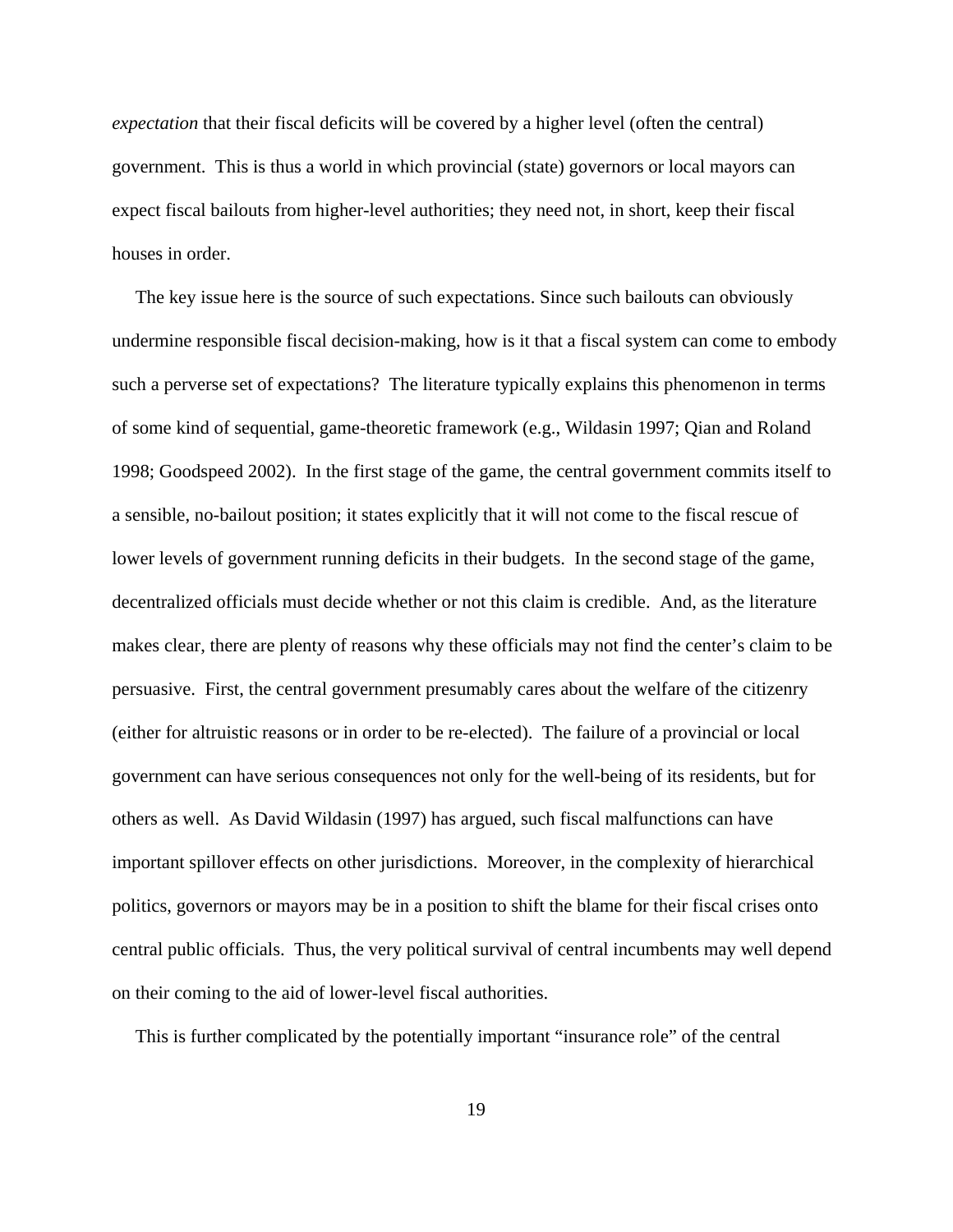*expectation* that their fiscal deficits will be covered by a higher level (often the central) government. This is thus a world in which provincial (state) governors or local mayors can expect fiscal bailouts from higher-level authorities; they need not, in short, keep their fiscal houses in order.

The key issue here is the source of such expectations. Since such bailouts can obviously undermine responsible fiscal decision-making, how is it that a fiscal system can come to embody such a perverse set of expectations? The literature typically explains this phenomenon in terms of some kind of sequential, game-theoretic framework (e.g., Wildasin 1997; Qian and Roland 1998; Goodspeed 2002). In the first stage of the game, the central government commits itself to a sensible, no-bailout position; it states explicitly that it will not come to the fiscal rescue of lower levels of government running deficits in their budgets. In the second stage of the game, decentralized officials must decide whether or not this claim is credible. And, as the literature makes clear, there are plenty of reasons why these officials may not find the center's claim to be persuasive. First, the central government presumably cares about the welfare of the citizenry (either for altruistic reasons or in order to be re-elected). The failure of a provincial or local government can have serious consequences not only for the well-being of its residents, but for others as well. As David Wildasin (1997) has argued, such fiscal malfunctions can have important spillover effects on other jurisdictions. Moreover, in the complexity of hierarchical politics, governors or mayors may be in a position to shift the blame for their fiscal crises onto central public officials. Thus, the very political survival of central incumbents may well depend on their coming to the aid of lower-level fiscal authorities.

This is further complicated by the potentially important "insurance role" of the central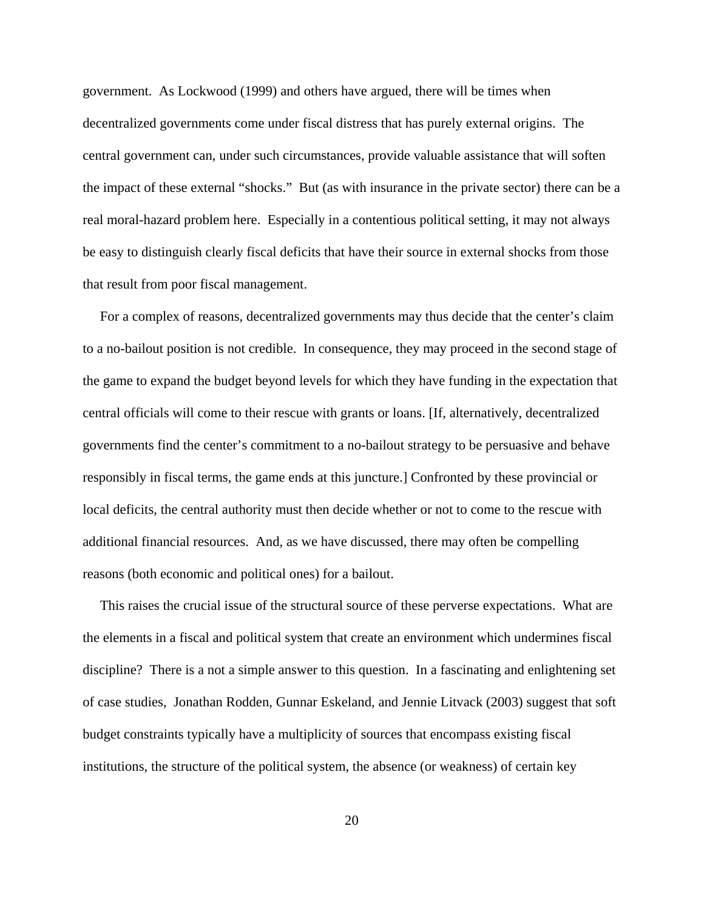government. As Lockwood (1999) and others have argued, there will be times when decentralized governments come under fiscal distress that has purely external origins. The central government can, under such circumstances, provide valuable assistance that will soften the impact of these external "shocks." But (as with insurance in the private sector) there can be a real moral-hazard problem here. Especially in a contentious political setting, it may not always be easy to distinguish clearly fiscal deficits that have their source in external shocks from those that result from poor fiscal management.

For a complex of reasons, decentralized governments may thus decide that the center's claim to a no-bailout position is not credible. In consequence, they may proceed in the second stage of the game to expand the budget beyond levels for which they have funding in the expectation that central officials will come to their rescue with grants or loans. [If, alternatively, decentralized governments find the center's commitment to a no-bailout strategy to be persuasive and behave responsibly in fiscal terms, the game ends at this juncture.] Confronted by these provincial or local deficits, the central authority must then decide whether or not to come to the rescue with additional financial resources. And, as we have discussed, there may often be compelling reasons (both economic and political ones) for a bailout.

This raises the crucial issue of the structural source of these perverse expectations. What are the elements in a fiscal and political system that create an environment which undermines fiscal discipline? There is a not a simple answer to this question. In a fascinating and enlightening set of case studies, Jonathan Rodden, Gunnar Eskeland, and Jennie Litvack (2003) suggest that soft budget constraints typically have a multiplicity of sources that encompass existing fiscal institutions, the structure of the political system, the absence (or weakness) of certain key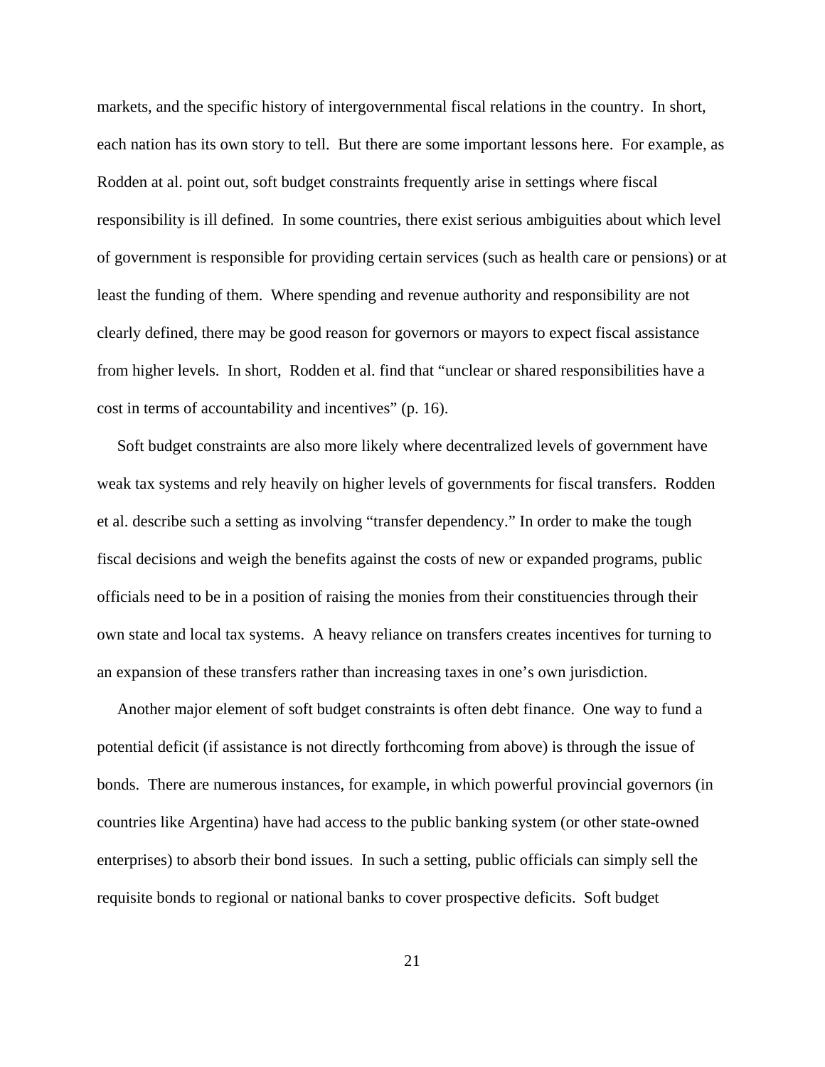markets, and the specific history of intergovernmental fiscal relations in the country. In short, each nation has its own story to tell. But there are some important lessons here. For example, as Rodden at al. point out, soft budget constraints frequently arise in settings where fiscal responsibility is ill defined. In some countries, there exist serious ambiguities about which level of government is responsible for providing certain services (such as health care or pensions) or at least the funding of them. Where spending and revenue authority and responsibility are not clearly defined, there may be good reason for governors or mayors to expect fiscal assistance from higher levels. In short, Rodden et al. find that "unclear or shared responsibilities have a cost in terms of accountability and incentives" (p. 16).

Soft budget constraints are also more likely where decentralized levels of government have weak tax systems and rely heavily on higher levels of governments for fiscal transfers. Rodden et al. describe such a setting as involving "transfer dependency." In order to make the tough fiscal decisions and weigh the benefits against the costs of new or expanded programs, public officials need to be in a position of raising the monies from their constituencies through their own state and local tax systems. A heavy reliance on transfers creates incentives for turning to an expansion of these transfers rather than increasing taxes in one's own jurisdiction.

Another major element of soft budget constraints is often debt finance. One way to fund a potential deficit (if assistance is not directly forthcoming from above) is through the issue of bonds. There are numerous instances, for example, in which powerful provincial governors (in countries like Argentina) have had access to the public banking system (or other state-owned enterprises) to absorb their bond issues. In such a setting, public officials can simply sell the requisite bonds to regional or national banks to cover prospective deficits. Soft budget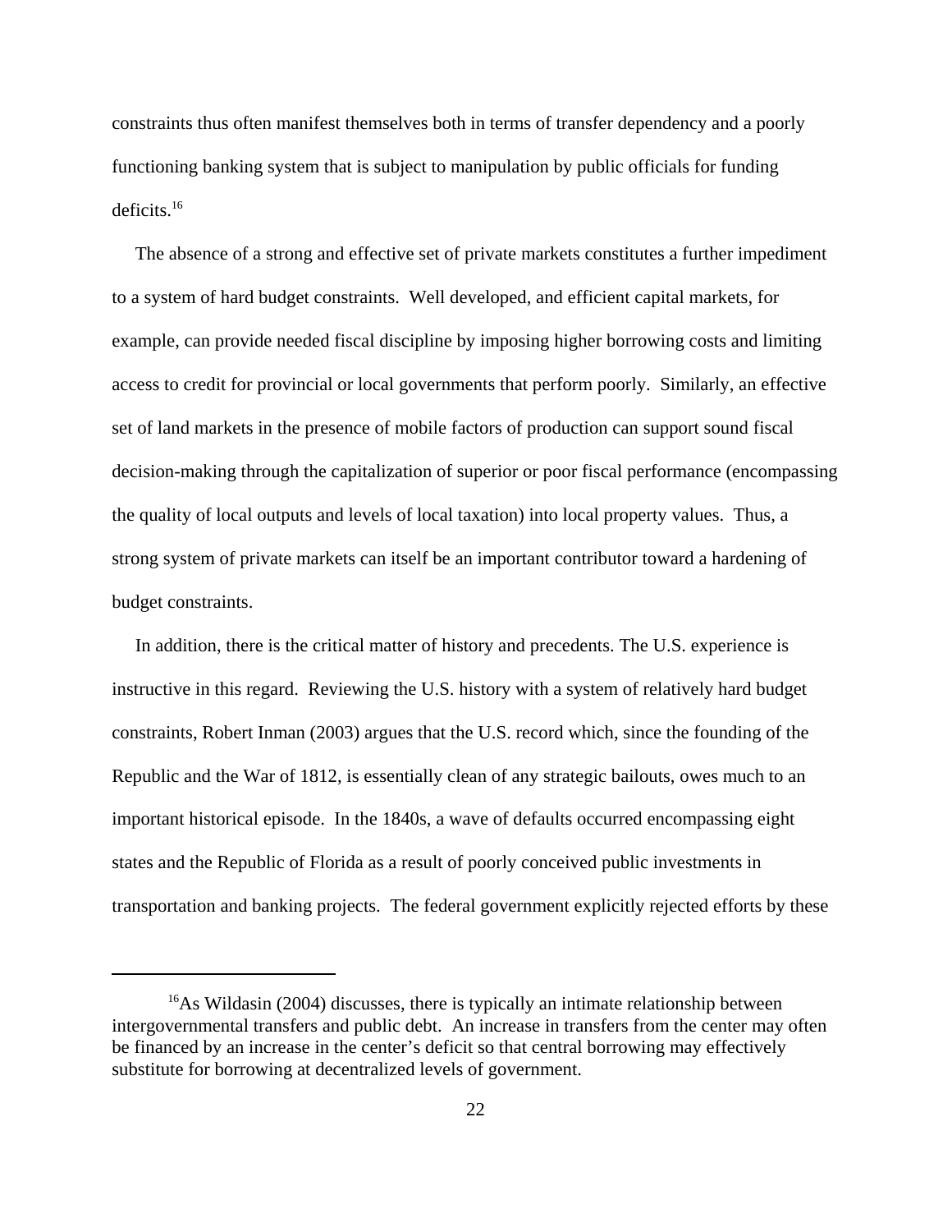constraints thus often manifest themselves both in terms of transfer dependency and a poorly functioning banking system that is subject to manipulation by public officials for funding deficits.[16]

The absence of a strong and effective set of private markets constitutes a further impediment to a system of hard budget constraints. Well developed, and efficient capital markets, for example, can provide needed fiscal discipline by imposing higher borrowing costs and limiting access to credit for provincial or local governments that perform poorly. Similarly, an effective set of land markets in the presence of mobile factors of production can support sound fiscal decision-making through the capitalization of superior or poor fiscal performance (encompassing the quality of local outputs and levels of local taxation) into local property values. Thus, a strong system of private markets can itself be an important contributor toward a hardening of budget constraints.

In addition, there is the critical matter of history and precedents. The U.S. experience is instructive in this regard. Reviewing the U.S. history with a system of relatively hard budget constraints, Robert Inman (2003) argues that the U.S. record which, since the founding of the Republic and the War of 1812, is essentially clean of any strategic bailouts, owes much to an important historical episode. In the 1840s, a wave of defaults occurred encompassing eight states and the Republic of Florida as a result of poorly conceived public investments in transportation and banking projects. The federal government explicitly rejected efforts by these

---

[16] As Wildasin (2004) discusses, there is typically an intimate relationship between intergovernmental transfers and public debt. An increase in transfers from the center may often be financed by an increase in the center's deficit so that central borrowing may effectively substitute for borrowing at decentralized levels of government.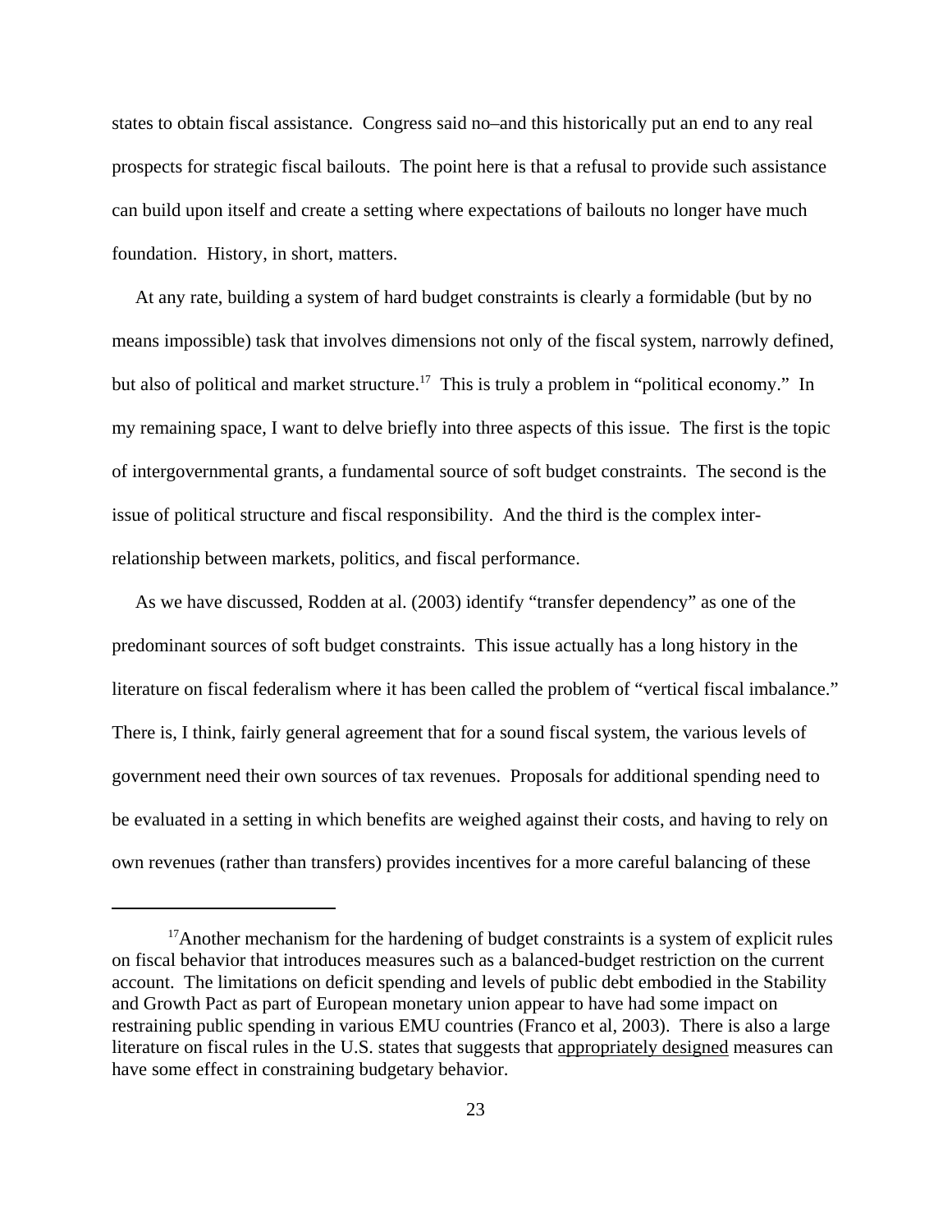states to obtain fiscal assistance. Congress said no–and this historically put an end to any real prospects for strategic fiscal bailouts. The point here is that a refusal to provide such assistance can build upon itself and create a setting where expectations of bailouts no longer have much foundation. History, in short, matters.

At any rate, building a system of hard budget constraints is clearly a formidable (but by no means impossible) task that involves dimensions not only of the fiscal system, narrowly defined, but also of political and market structure.[17] This is truly a problem in "political economy." In my remaining space, I want to delve briefly into three aspects of this issue. The first is the topic of intergovernmental grants, a fundamental source of soft budget constraints. The second is the issue of political structure and fiscal responsibility. And the third is the complex inter-relationship between markets, politics, and fiscal performance.

As we have discussed, Rodden at al. (2003) identify "transfer dependency" as one of the predominant sources of soft budget constraints. This issue actually has a long history in the literature on fiscal federalism where it has been called the problem of "vertical fiscal imbalance." There is, I think, fairly general agreement that for a sound fiscal system, the various levels of government need their own sources of tax revenues. Proposals for additional spending need to be evaluated in a setting in which benefits are weighed against their costs, and having to rely on own revenues (rather than transfers) provides incentives for a more careful balancing of these

---

[17] Another mechanism for the hardening of budget constraints is a system of explicit rules on fiscal behavior that introduces measures such as a balanced-budget restriction on the current account. The limitations on deficit spending and levels of public debt embodied in the Stability and Growth Pact as part of European monetary union appear to have had some impact on restraining public spending in various EMU countries (Franco et al, 2003). There is also a large literature on fiscal rules in the U.S. states that suggests that <u>appropriately designed</u> measures can have some effect in constraining budgetary behavior.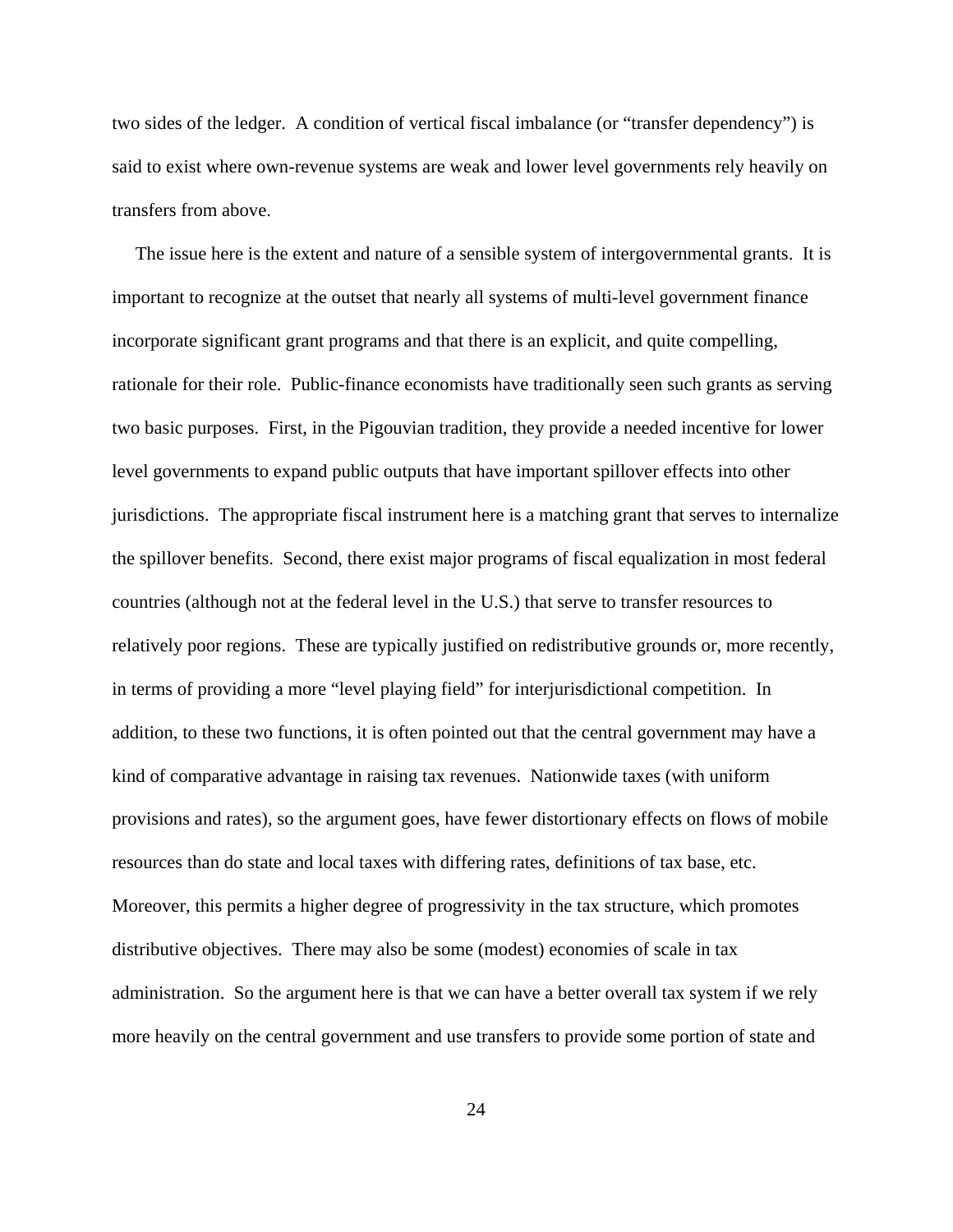two sides of the ledger. A condition of vertical fiscal imbalance (or "transfer dependency") is said to exist where own-revenue systems are weak and lower level governments rely heavily on transfers from above.

The issue here is the extent and nature of a sensible system of intergovernmental grants. It is important to recognize at the outset that nearly all systems of multi-level government finance incorporate significant grant programs and that there is an explicit, and quite compelling, rationale for their role. Public-finance economists have traditionally seen such grants as serving two basic purposes. First, in the Pigouvian tradition, they provide a needed incentive for lower level governments to expand public outputs that have important spillover effects into other jurisdictions. The appropriate fiscal instrument here is a matching grant that serves to internalize the spillover benefits. Second, there exist major programs of fiscal equalization in most federal countries (although not at the federal level in the U.S.) that serve to transfer resources to relatively poor regions. These are typically justified on redistributive grounds or, more recently, in terms of providing a more "level playing field" for interjurisdictional competition. In addition, to these two functions, it is often pointed out that the central government may have a kind of comparative advantage in raising tax revenues. Nationwide taxes (with uniform provisions and rates), so the argument goes, have fewer distortionary effects on flows of mobile resources than do state and local taxes with differing rates, definitions of tax base, etc. Moreover, this permits a higher degree of progressivity in the tax structure, which promotes distributive objectives. There may also be some (modest) economies of scale in tax administration. So the argument here is that we can have a better overall tax system if we rely more heavily on the central government and use transfers to provide some portion of state and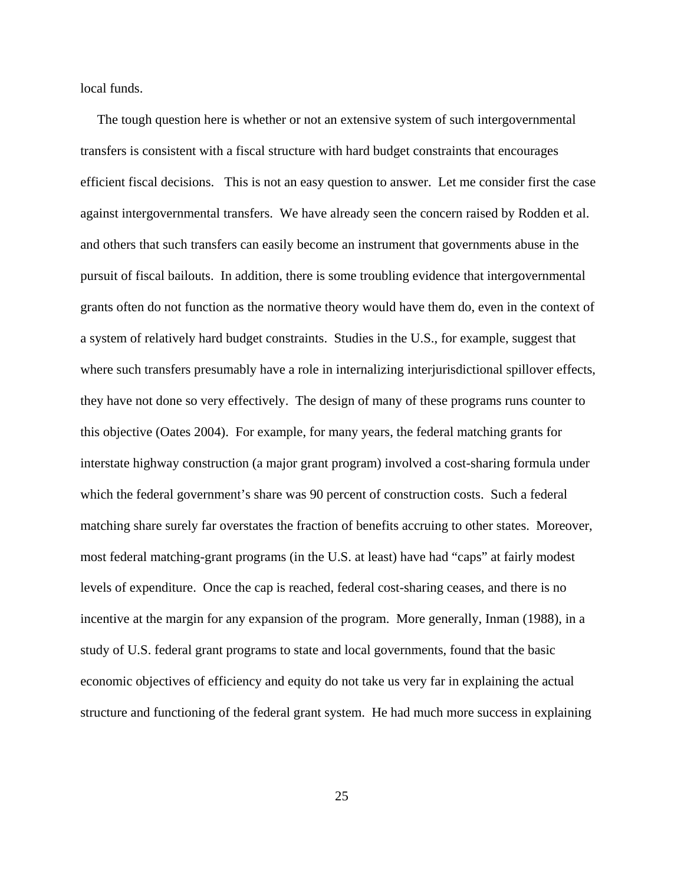local funds.

The tough question here is whether or not an extensive system of such intergovernmental transfers is consistent with a fiscal structure with hard budget constraints that encourages efficient fiscal decisions. This is not an easy question to answer. Let me consider first the case against intergovernmental transfers. We have already seen the concern raised by Rodden et al. and others that such transfers can easily become an instrument that governments abuse in the pursuit of fiscal bailouts. In addition, there is some troubling evidence that intergovernmental grants often do not function as the normative theory would have them do, even in the context of a system of relatively hard budget constraints. Studies in the U.S., for example, suggest that where such transfers presumably have a role in internalizing interjurisdictional spillover effects, they have not done so very effectively. The design of many of these programs runs counter to this objective (Oates 2004). For example, for many years, the federal matching grants for interstate highway construction (a major grant program) involved a cost-sharing formula under which the federal government's share was 90 percent of construction costs. Such a federal matching share surely far overstates the fraction of benefits accruing to other states. Moreover, most federal matching-grant programs (in the U.S. at least) have had "caps" at fairly modest levels of expenditure. Once the cap is reached, federal cost-sharing ceases, and there is no incentive at the margin for any expansion of the program. More generally, Inman (1988), in a study of U.S. federal grant programs to state and local governments, found that the basic economic objectives of efficiency and equity do not take us very far in explaining the actual structure and functioning of the federal grant system. He had much more success in explaining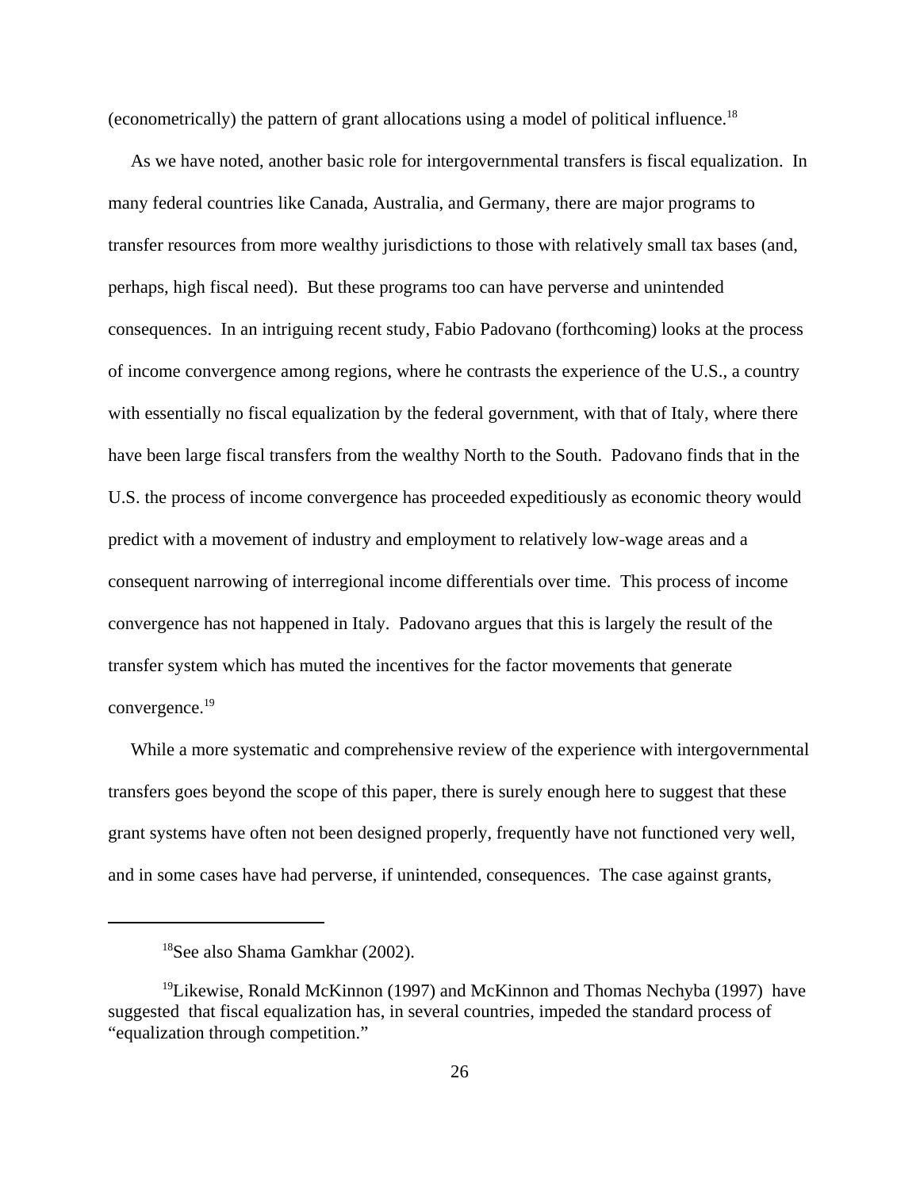(econometrically) the pattern of grant allocations using a model of political influence.[18]

As we have noted, another basic role for intergovernmental transfers is fiscal equalization. In many federal countries like Canada, Australia, and Germany, there are major programs to transfer resources from more wealthy jurisdictions to those with relatively small tax bases (and, perhaps, high fiscal need). But these programs too can have perverse and unintended consequences. In an intriguing recent study, Fabio Padovano (forthcoming) looks at the process of income convergence among regions, where he contrasts the experience of the U.S., a country with essentially no fiscal equalization by the federal government, with that of Italy, where there have been large fiscal transfers from the wealthy North to the South. Padovano finds that in the U.S. the process of income convergence has proceeded expeditiously as economic theory would predict with a movement of industry and employment to relatively low-wage areas and a consequent narrowing of interregional income differentials over time. This process of income convergence has not happened in Italy. Padovano argues that this is largely the result of the transfer system which has muted the incentives for the factor movements that generate convergence.[19]

While a more systematic and comprehensive review of the experience with intergovernmental transfers goes beyond the scope of this paper, there is surely enough here to suggest that these grant systems have often not been designed properly, frequently have not functioned very well, and in some cases have had perverse, if unintended, consequences. The case against grants,

---

[18] See also Shama Gamkhar (2002).

[19] Likewise, Ronald McKinnon (1997) and McKinnon and Thomas Nechyba (1997) have suggested that fiscal equalization has, in several countries, impeded the standard process of "equalization through competition."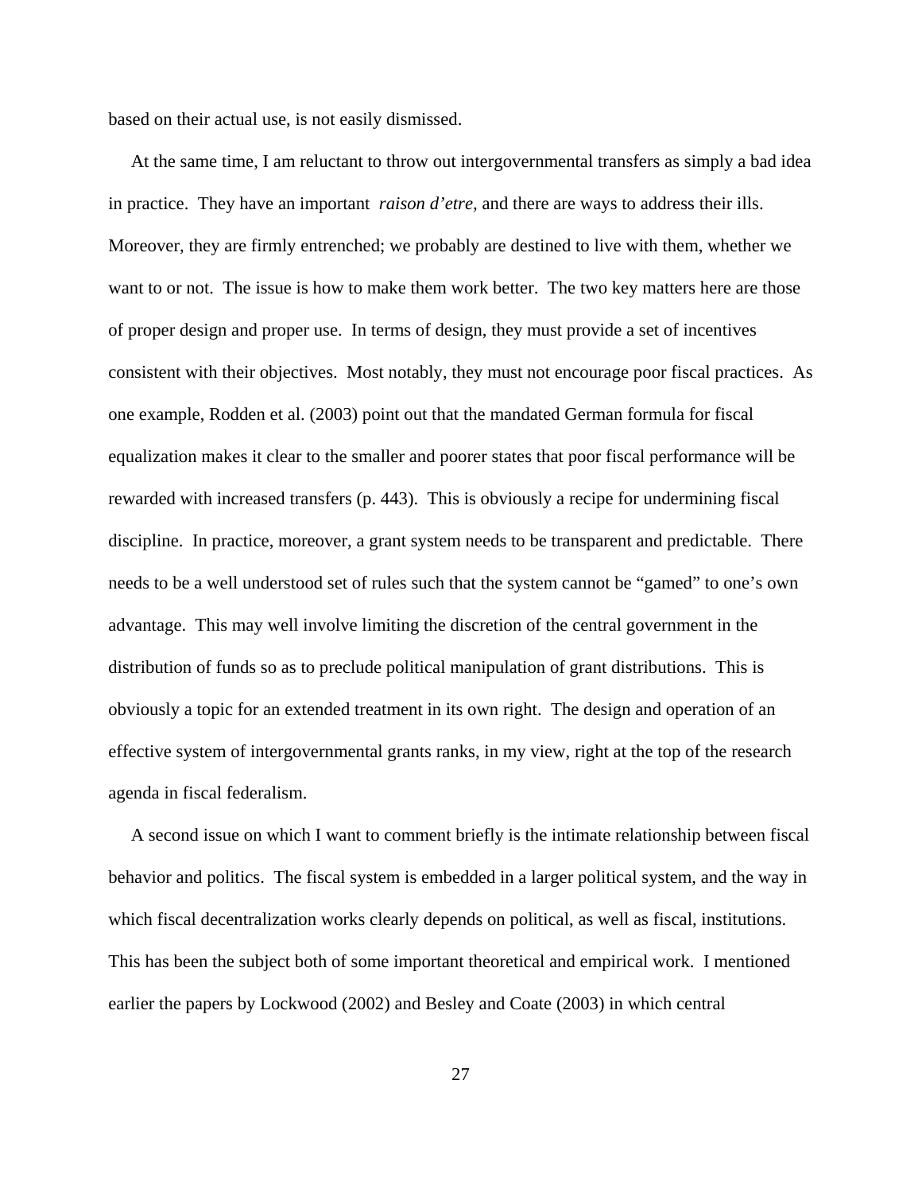based on their actual use, is not easily dismissed.

At the same time, I am reluctant to throw out intergovernmental transfers as simply a bad idea in practice. They have an important *raison d'etre,* and there are ways to address their ills. Moreover, they are firmly entrenched; we probably are destined to live with them, whether we want to or not. The issue is how to make them work better. The two key matters here are those of proper design and proper use. In terms of design, they must provide a set of incentives consistent with their objectives. Most notably, they must not encourage poor fiscal practices. As one example, Rodden et al. (2003) point out that the mandated German formula for fiscal equalization makes it clear to the smaller and poorer states that poor fiscal performance will be rewarded with increased transfers (p. 443). This is obviously a recipe for undermining fiscal discipline. In practice, moreover, a grant system needs to be transparent and predictable. There needs to be a well understood set of rules such that the system cannot be "gamed" to one's own advantage. This may well involve limiting the discretion of the central government in the distribution of funds so as to preclude political manipulation of grant distributions. This is obviously a topic for an extended treatment in its own right. The design and operation of an effective system of intergovernmental grants ranks, in my view, right at the top of the research agenda in fiscal federalism.

A second issue on which I want to comment briefly is the intimate relationship between fiscal behavior and politics. The fiscal system is embedded in a larger political system, and the way in which fiscal decentralization works clearly depends on political, as well as fiscal, institutions. This has been the subject both of some important theoretical and empirical work. I mentioned earlier the papers by Lockwood (2002) and Besley and Coate (2003) in which central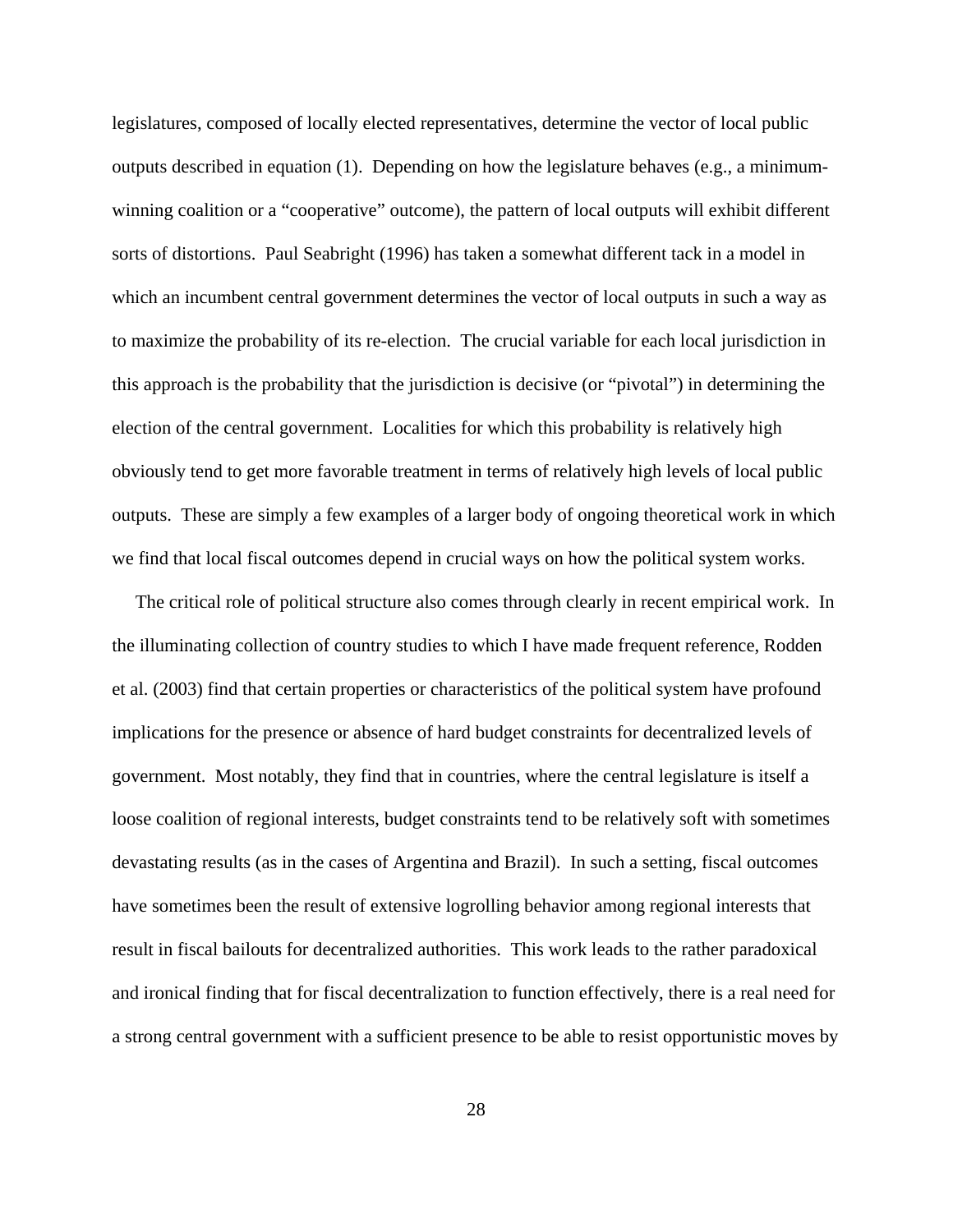legislatures, composed of locally elected representatives, determine the vector of local public outputs described in equation (1). Depending on how the legislature behaves (e.g., a minimum-winning coalition or a "cooperative" outcome), the pattern of local outputs will exhibit different sorts of distortions. Paul Seabright (1996) has taken a somewhat different tack in a model in which an incumbent central government determines the vector of local outputs in such a way as to maximize the probability of its re-election. The crucial variable for each local jurisdiction in this approach is the probability that the jurisdiction is decisive (or "pivotal") in determining the election of the central government. Localities for which this probability is relatively high obviously tend to get more favorable treatment in terms of relatively high levels of local public outputs. These are simply a few examples of a larger body of ongoing theoretical work in which we find that local fiscal outcomes depend in crucial ways on how the political system works.

The critical role of political structure also comes through clearly in recent empirical work. In the illuminating collection of country studies to which I have made frequent reference, Rodden et al. (2003) find that certain properties or characteristics of the political system have profound implications for the presence or absence of hard budget constraints for decentralized levels of government. Most notably, they find that in countries, where the central legislature is itself a loose coalition of regional interests, budget constraints tend to be relatively soft with sometimes devastating results (as in the cases of Argentina and Brazil). In such a setting, fiscal outcomes have sometimes been the result of extensive logrolling behavior among regional interests that result in fiscal bailouts for decentralized authorities. This work leads to the rather paradoxical and ironical finding that for fiscal decentralization to function effectively, there is a real need for a strong central government with a sufficient presence to be able to resist opportunistic moves by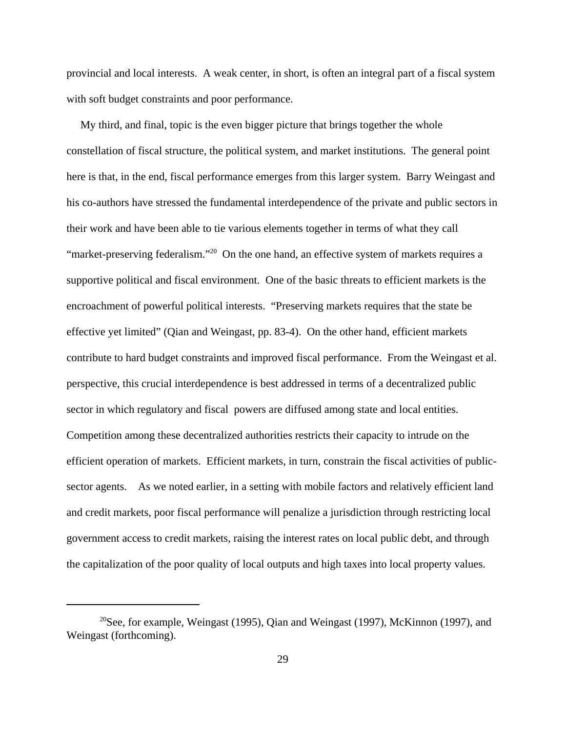provincial and local interests. A weak center, in short, is often an integral part of a fiscal system with soft budget constraints and poor performance.

My third, and final, topic is the even bigger picture that brings together the whole constellation of fiscal structure, the political system, and market institutions. The general point here is that, in the end, fiscal performance emerges from this larger system. Barry Weingast and his co-authors have stressed the fundamental interdependence of the private and public sectors in their work and have been able to tie various elements together in terms of what they call "market-preserving federalism."[20] On the one hand, an effective system of markets requires a supportive political and fiscal environment. One of the basic threats to efficient markets is the encroachment of powerful political interests. "Preserving markets requires that the state be effective yet limited" (Qian and Weingast, pp. 83-4). On the other hand, efficient markets contribute to hard budget constraints and improved fiscal performance. From the Weingast et al. perspective, this crucial interdependence is best addressed in terms of a decentralized public sector in which regulatory and fiscal powers are diffused among state and local entities. Competition among these decentralized authorities restricts their capacity to intrude on the efficient operation of markets. Efficient markets, in turn, constrain the fiscal activities of public-sector agents. As we noted earlier, in a setting with mobile factors and relatively efficient land and credit markets, poor fiscal performance will penalize a jurisdiction through restricting local government access to credit markets, raising the interest rates on local public debt, and through the capitalization of the poor quality of local outputs and high taxes into local property values.

[20]See, for example, Weingast (1995), Qian and Weingast (1997), McKinnon (1997), and Weingast (forthcoming).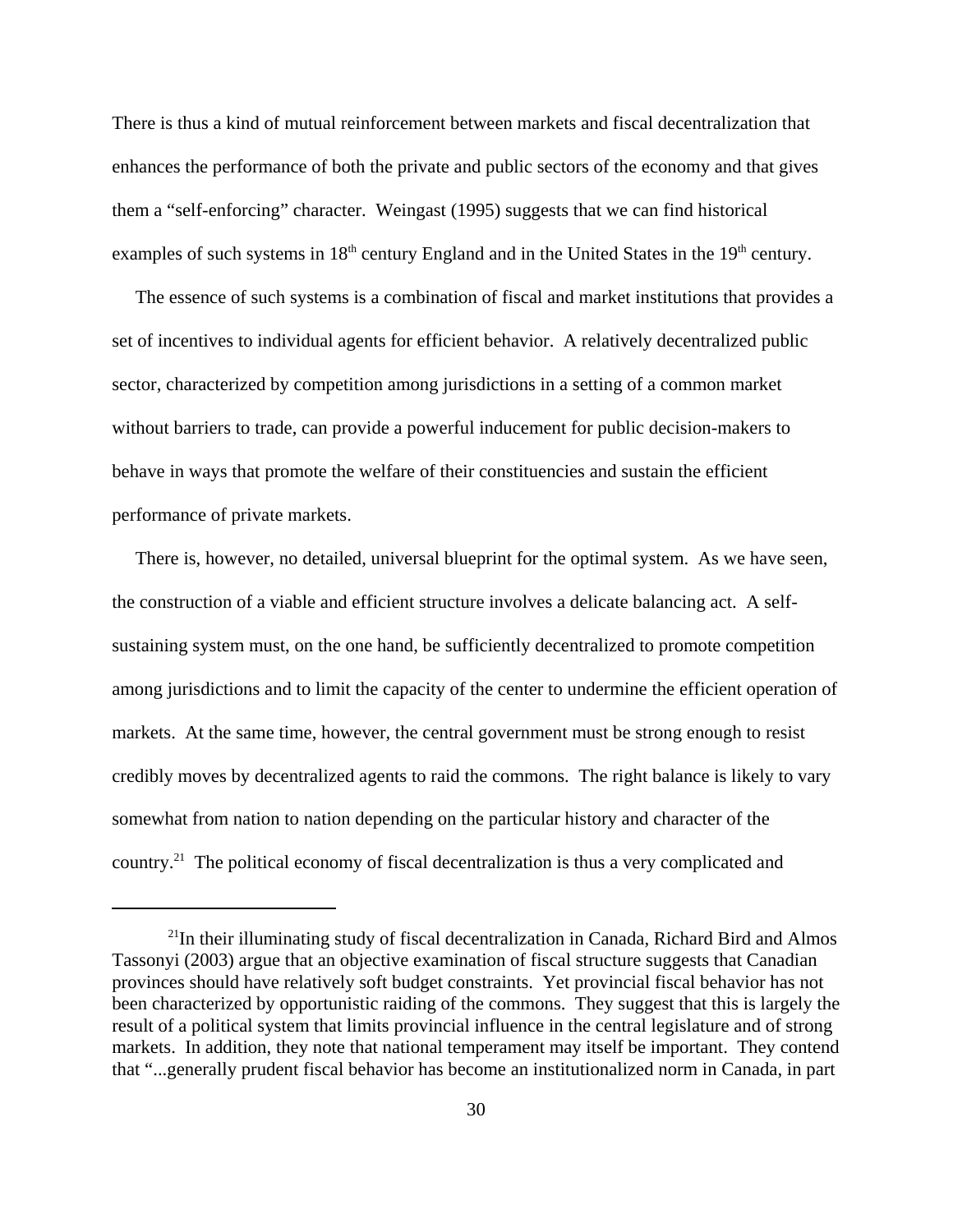There is thus a kind of mutual reinforcement between markets and fiscal decentralization that enhances the performance of both the private and public sectors of the economy and that gives them a "self-enforcing" character. Weingast (1995) suggests that we can find historical examples of such systems in 18th century England and in the United States in the 19th century.

The essence of such systems is a combination of fiscal and market institutions that provides a set of incentives to individual agents for efficient behavior. A relatively decentralized public sector, characterized by competition among jurisdictions in a setting of a common market without barriers to trade, can provide a powerful inducement for public decision-makers to behave in ways that promote the welfare of their constituencies and sustain the efficient performance of private markets.

There is, however, no detailed, universal blueprint for the optimal system. As we have seen, the construction of a viable and efficient structure involves a delicate balancing act. A self-sustaining system must, on the one hand, be sufficiently decentralized to promote competition among jurisdictions and to limit the capacity of the center to undermine the efficient operation of markets. At the same time, however, the central government must be strong enough to resist credibly moves by decentralized agents to raid the commons. The right balance is likely to vary somewhat from nation to nation depending on the particular history and character of the country.[21] The political economy of fiscal decentralization is thus a very complicated and

---

[21]In their illuminating study of fiscal decentralization in Canada, Richard Bird and Almos Tassonyi (2003) argue that an objective examination of fiscal structure suggests that Canadian provinces should have relatively soft budget constraints. Yet provincial fiscal behavior has not been characterized by opportunistic raiding of the commons. They suggest that this is largely the result of a political system that limits provincial influence in the central legislature and of strong markets. In addition, they note that national temperament may itself be important. They contend that "...generally prudent fiscal behavior has become an institutionalized norm in Canada, in part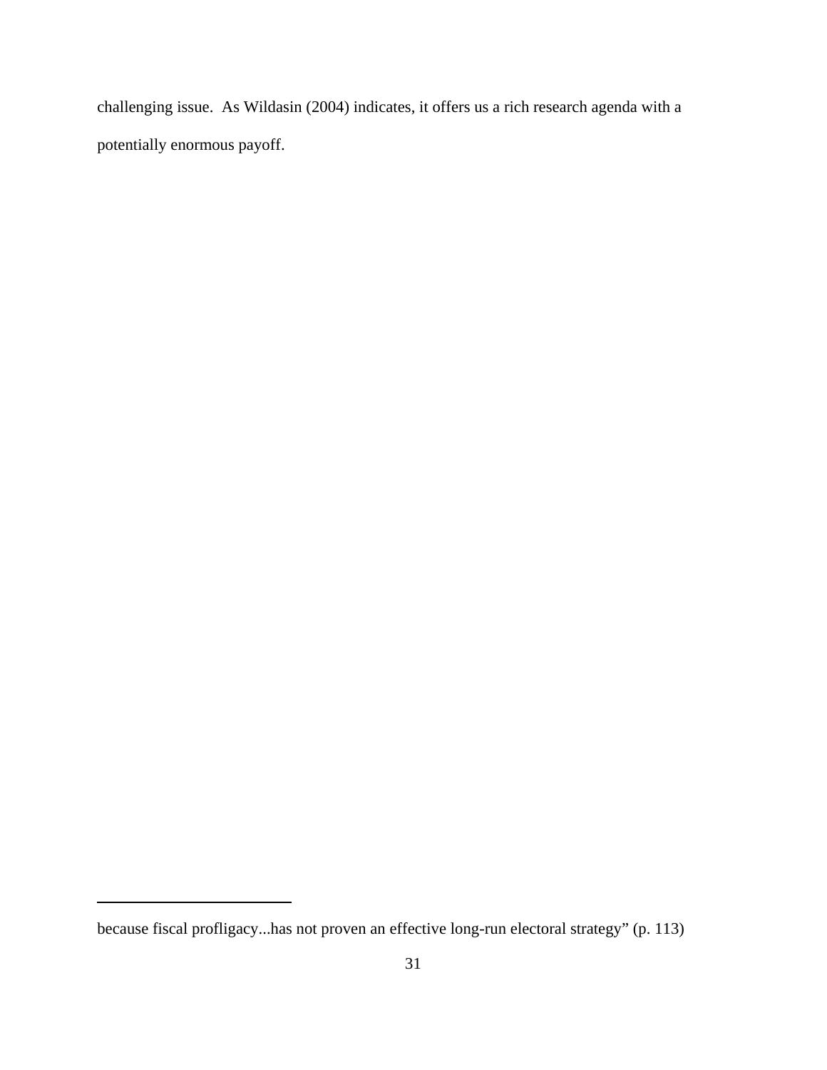challenging issue. As Wildasin (2004) indicates, it offers us a rich research agenda with a potentially enormous payoff.

---

because fiscal profligacy...has not proven an effective long-run electoral strategy" (p. 113)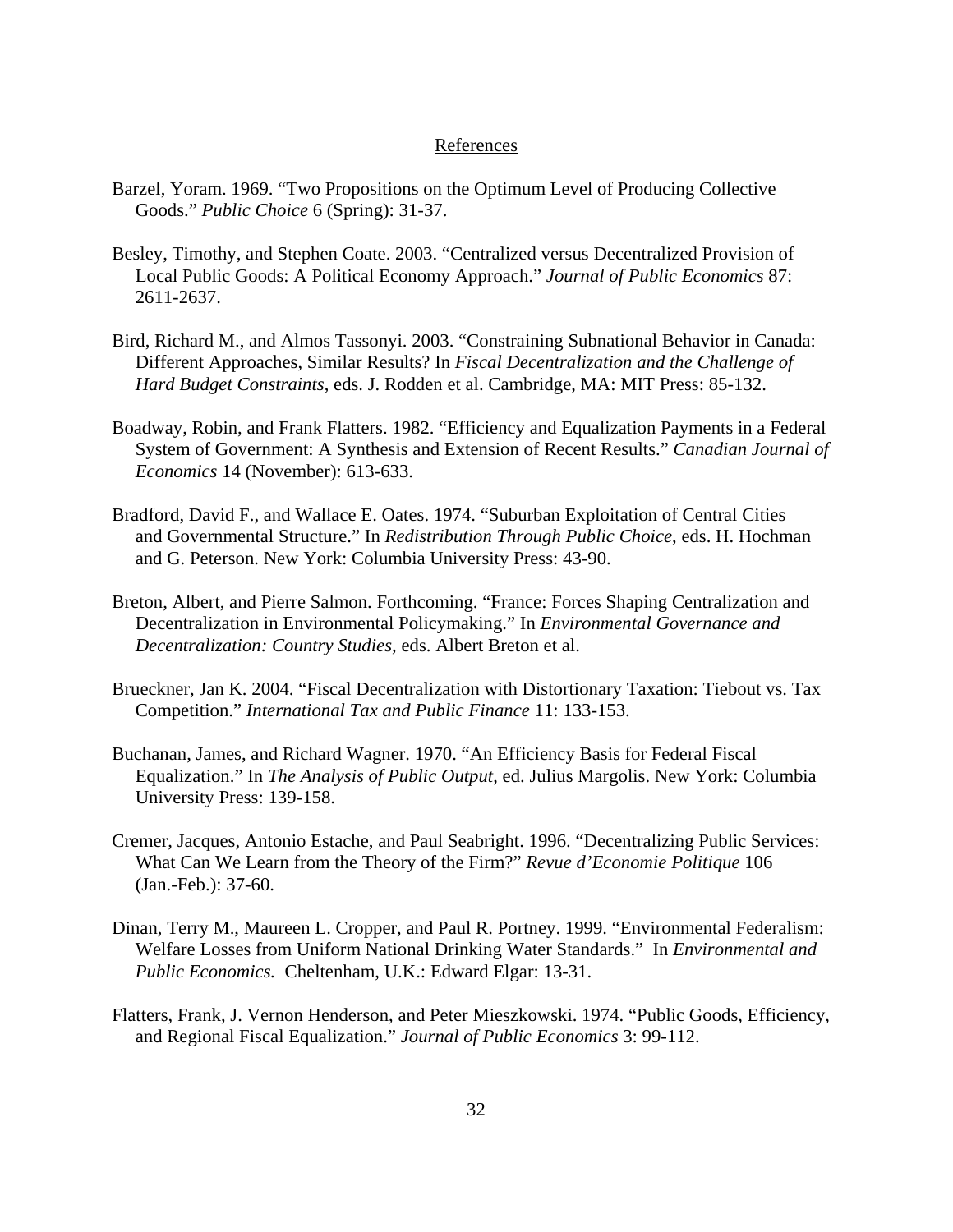## References

Barzel, Yoram. 1969. "Two Propositions on the Optimum Level of Producing Collective Goods." *Public Choice* 6 (Spring): 31-37.

Besley, Timothy, and Stephen Coate. 2003. "Centralized versus Decentralized Provision of Local Public Goods: A Political Economy Approach." *Journal of Public Economics* 87: 2611-2637.

Bird, Richard M., and Almos Tassonyi. 2003. "Constraining Subnational Behavior in Canada: Different Approaches, Similar Results? In *Fiscal Decentralization and the Challenge of Hard Budget Constraints*, eds. J. Rodden et al. Cambridge, MA: MIT Press: 85-132.

Boadway, Robin, and Frank Flatters. 1982. "Efficiency and Equalization Payments in a Federal System of Government: A Synthesis and Extension of Recent Results." *Canadian Journal of Economics* 14 (November): 613-633.

Bradford, David F., and Wallace E. Oates. 1974. "Suburban Exploitation of Central Cities and Governmental Structure." In *Redistribution Through Public Choice*, eds. H. Hochman and G. Peterson. New York: Columbia University Press: 43-90.

Breton, Albert, and Pierre Salmon. Forthcoming. "France: Forces Shaping Centralization and Decentralization in Environmental Policymaking." In *Environmental Governance and Decentralization: Country Studies*, eds. Albert Breton et al.

Brueckner, Jan K. 2004. "Fiscal Decentralization with Distortionary Taxation: Tiebout vs. Tax Competition." *International Tax and Public Finance* 11: 133-153.

Buchanan, James, and Richard Wagner. 1970. "An Efficiency Basis for Federal Fiscal Equalization." In *The Analysis of Public Output*, ed. Julius Margolis. New York: Columbia University Press: 139-158.

Cremer, Jacques, Antonio Estache, and Paul Seabright. 1996. "Decentralizing Public Services: What Can We Learn from the Theory of the Firm?" *Revue d'Economie Politique* 106 (Jan.-Feb.): 37-60.

Dinan, Terry M., Maureen L. Cropper, and Paul R. Portney. 1999. "Environmental Federalism: Welfare Losses from Uniform National Drinking Water Standards." In *Environmental and Public Economics.* Cheltenham, U.K.: Edward Elgar: 13-31.

Flatters, Frank, J. Vernon Henderson, and Peter Mieszkowski. 1974. "Public Goods, Efficiency, and Regional Fiscal Equalization." *Journal of Public Economics* 3: 99-112.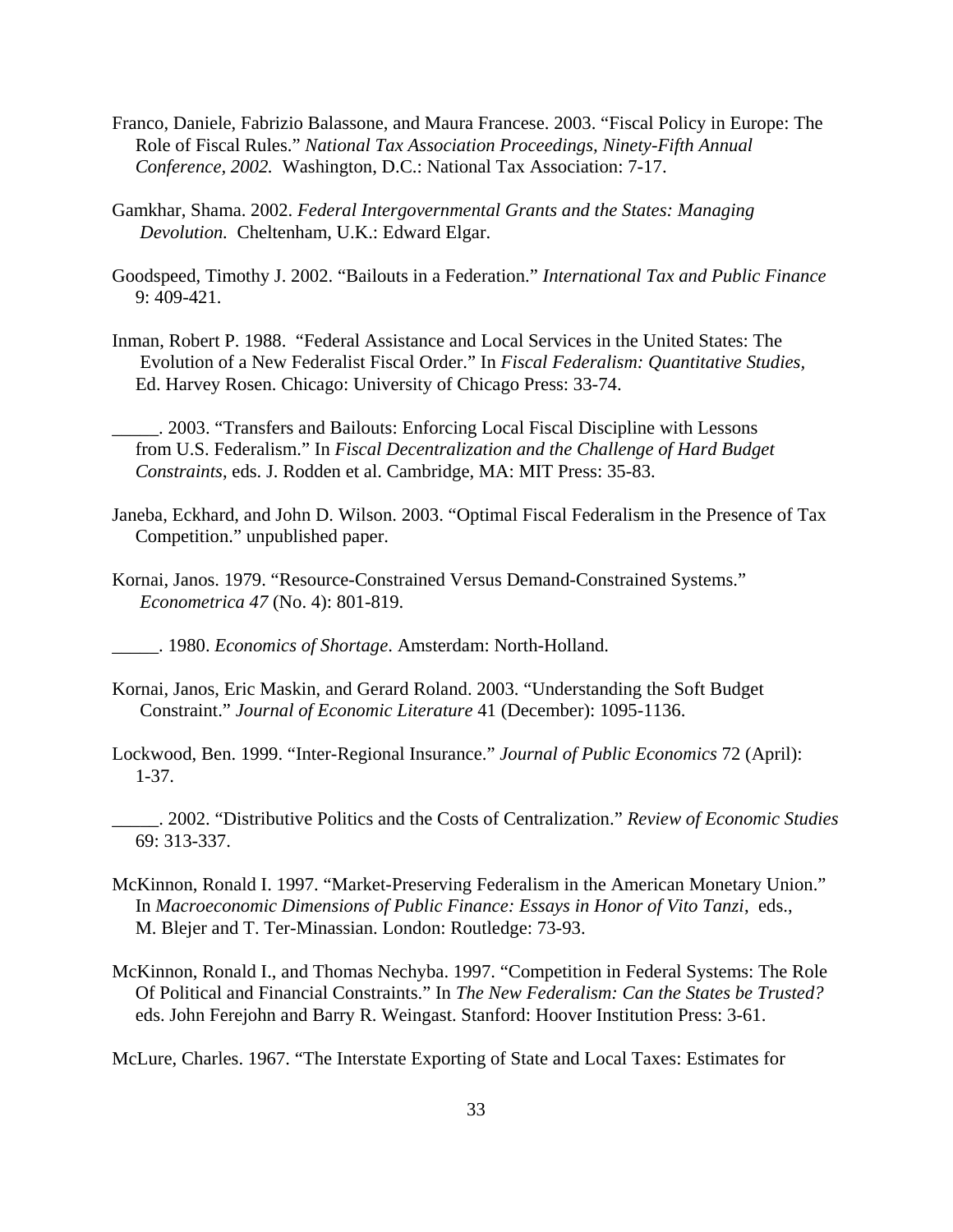Franco, Daniele, Fabrizio Balassone, and Maura Francese. 2003. "Fiscal Policy in Europe: The Role of Fiscal Rules." *National Tax Association Proceedings, Ninety-Fifth Annual Conference, 2002.* Washington, D.C.: National Tax Association: 7-17.

Gamkhar, Shama. 2002. *Federal Intergovernmental Grants and the States: Managing Devolution.* Cheltenham, U.K.: Edward Elgar.

Goodspeed, Timothy J. 2002. "Bailouts in a Federation." *International Tax and Public Finance* 9: 409-421.

Inman, Robert P. 1988. "Federal Assistance and Local Services in the United States: The Evolution of a New Federalist Fiscal Order." In *Fiscal Federalism: Quantitative Studies,* Ed. Harvey Rosen. Chicago: University of Chicago Press: 33-74.

_____. 2003. "Transfers and Bailouts: Enforcing Local Fiscal Discipline with Lessons from U.S. Federalism." In *Fiscal Decentralization and the Challenge of Hard Budget Constraints*, eds. J. Rodden et al. Cambridge, MA: MIT Press: 35-83.

Janeba, Eckhard, and John D. Wilson. 2003. "Optimal Fiscal Federalism in the Presence of Tax Competition." unpublished paper.

Kornai, Janos. 1979. "Resource-Constrained Versus Demand-Constrained Systems." *Econometrica 47* (No. 4): 801-819.

_____. 1980. *Economics of Shortage*. Amsterdam: North-Holland.

Kornai, Janos, Eric Maskin, and Gerard Roland. 2003. "Understanding the Soft Budget Constraint." *Journal of Economic Literature* 41 (December): 1095-1136.

Lockwood, Ben. 1999. "Inter-Regional Insurance." *Journal of Public Economics* 72 (April): 1-37.

_____. 2002. "Distributive Politics and the Costs of Centralization." *Review of Economic Studies* 69: 313-337.

McKinnon, Ronald I. 1997. "Market-Preserving Federalism in the American Monetary Union." In *Macroeconomic Dimensions of Public Finance: Essays in Honor of Vito Tanzi*, eds., M. Blejer and T. Ter-Minassian. London: Routledge: 73-93.

McKinnon, Ronald I., and Thomas Nechyba. 1997. "Competition in Federal Systems: The Role Of Political and Financial Constraints." In *The New Federalism: Can the States be Trusted?* eds. John Ferejohn and Barry R. Weingast. Stanford: Hoover Institution Press: 3-61.

McLure, Charles. 1967. "The Interstate Exporting of State and Local Taxes: Estimates for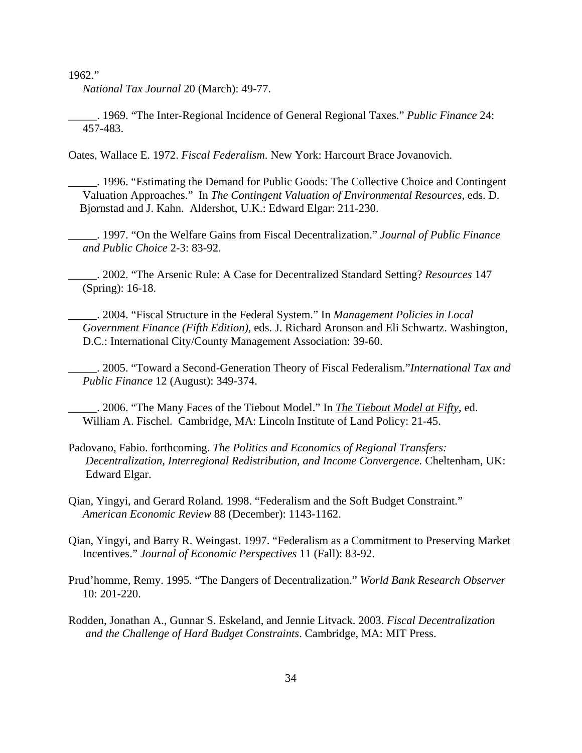1962."
*National Tax Journal* 20 (March): 49-77.

_____. 1969. "The Inter-Regional Incidence of General Regional Taxes." *Public Finance* 24: 457-483.

Oates, Wallace E. 1972. *Fiscal Federalism*. New York: Harcourt Brace Jovanovich.

_____. 1996. "Estimating the Demand for Public Goods: The Collective Choice and Contingent Valuation Approaches." In *The Contingent Valuation of Environmental Resources*, eds. D. Bjornstad and J. Kahn. Aldershot, U.K.: Edward Elgar: 211-230.

_____. 1997. "On the Welfare Gains from Fiscal Decentralization." *Journal of Public Finance and Public Choice* 2-3: 83-92.

_____. 2002. "The Arsenic Rule: A Case for Decentralized Standard Setting? *Resources* 147 (Spring): 16-18.

_____. 2004. "Fiscal Structure in the Federal System." In *Management Policies in Local Government Finance (Fifth Edition)*, eds. J. Richard Aronson and Eli Schwartz. Washington, D.C.: International City/County Management Association: 39-60.

_____. 2005. "Toward a Second-Generation Theory of Fiscal Federalism."*International Tax and Public Finance* 12 (August): 349-374.

_____. 2006. "The Many Faces of the Tiebout Model." In *The Tiebout Model at Fifty*, ed. William A. Fischel. Cambridge, MA: Lincoln Institute of Land Policy: 21-45.

Padovano, Fabio. forthcoming. *The Politics and Economics of Regional Transfers: Decentralization, Interregional Redistribution, and Income Convergence.* Cheltenham, UK: Edward Elgar.

Qian, Yingyi, and Gerard Roland. 1998. "Federalism and the Soft Budget Constraint." *American Economic Review* 88 (December): 1143-1162.

Qian, Yingyi, and Barry R. Weingast. 1997. "Federalism as a Commitment to Preserving Market Incentives." *Journal of Economic Perspectives* 11 (Fall): 83-92.

Prud'homme, Remy. 1995. "The Dangers of Decentralization." *World Bank Research Observer* 10: 201-220.

Rodden, Jonathan A., Gunnar S. Eskeland, and Jennie Litvack. 2003. *Fiscal Decentralization and the Challenge of Hard Budget Constraints*. Cambridge, MA: MIT Press.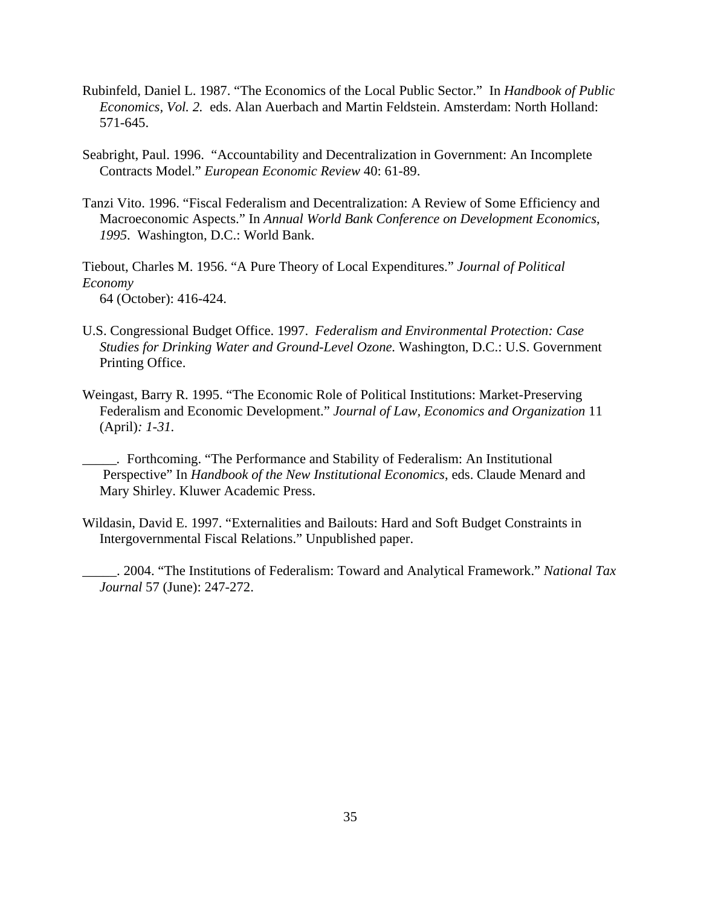Rubinfeld, Daniel L. 1987. “The Economics of the Local Public Sector.” In *Handbook of Public Economics, Vol. 2.* eds. Alan Auerbach and Martin Feldstein. Amsterdam: North Holland: 571-645.

Seabright, Paul. 1996. “Accountability and Decentralization in Government: An Incomplete Contracts Model.” *European Economic Review* 40: 61-89.

Tanzi Vito. 1996. “Fiscal Federalism and Decentralization: A Review of Some Efficiency and Macroeconomic Aspects.” In *Annual World Bank Conference on Development Economics, 1995*. Washington, D.C.: World Bank.

Tiebout, Charles M. 1956. “A Pure Theory of Local Expenditures.” *Journal of Political Economy* 64 (October): 416-424.

U.S. Congressional Budget Office. 1997. *Federalism and Environmental Protection: Case Studies for Drinking Water and Ground-Level Ozone.* Washington, D.C.: U.S. Government Printing Office.

Weingast, Barry R. 1995. “The Economic Role of Political Institutions: Market-Preserving Federalism and Economic Development.” *Journal of Law, Economics and Organization* 11 (April)*: 1-31.*

_____. Forthcoming. “The Performance and Stability of Federalism: An Institutional Perspective” In *Handbook of the New Institutional Economics*, eds. Claude Menard and Mary Shirley. Kluwer Academic Press.

Wildasin, David E. 1997. “Externalities and Bailouts: Hard and Soft Budget Constraints in Intergovernmental Fiscal Relations.” Unpublished paper.

_____. 2004. “The Institutions of Federalism: Toward and Analytical Framework.” *National Tax Journal* 57 (June): 247-272.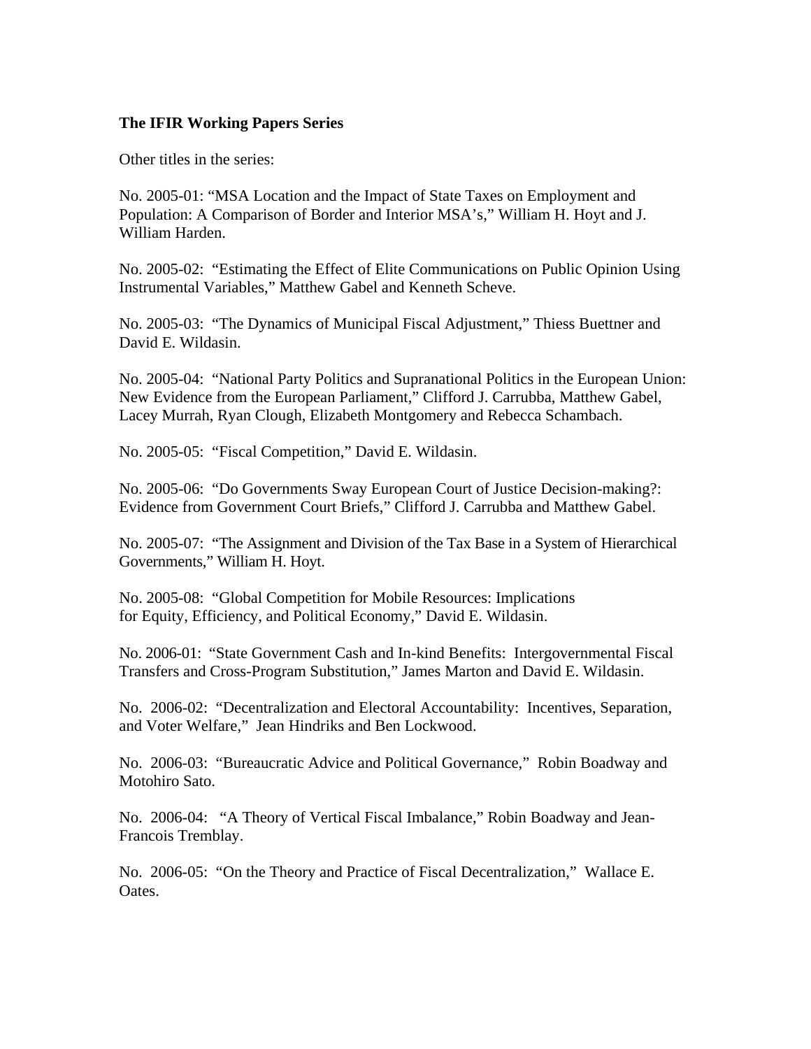**The IFIR Working Papers Series**

Other titles in the series:

No. 2005-01: "MSA Location and the Impact of State Taxes on Employment and Population: A Comparison of Border and Interior MSA's," William H. Hoyt and J. William Harden.

No. 2005-02: "Estimating the Effect of Elite Communications on Public Opinion Using Instrumental Variables," Matthew Gabel and Kenneth Scheve.

No. 2005-03: "The Dynamics of Municipal Fiscal Adjustment," Thiess Buettner and David E. Wildasin.

No. 2005-04: "National Party Politics and Supranational Politics in the European Union: New Evidence from the European Parliament," Clifford J. Carrubba, Matthew Gabel, Lacey Murrah, Ryan Clough, Elizabeth Montgomery and Rebecca Schambach.

No. 2005-05: "Fiscal Competition," David E. Wildasin.

No. 2005-06: "Do Governments Sway European Court of Justice Decision-making?: Evidence from Government Court Briefs," Clifford J. Carrubba and Matthew Gabel.

No. 2005-07: "The Assignment and Division of the Tax Base in a System of Hierarchical Governments," William H. Hoyt.

No. 2005-08: "Global Competition for Mobile Resources: Implications for Equity, Efficiency, and Political Economy," David E. Wildasin.

No. 2006-01: "State Government Cash and In-kind Benefits: Intergovernmental Fiscal Transfers and Cross-Program Substitution," James Marton and David E. Wildasin.

No. 2006-02: "Decentralization and Electoral Accountability: Incentives, Separation, and Voter Welfare," Jean Hindriks and Ben Lockwood.

No. 2006-03: "Bureaucratic Advice and Political Governance," Robin Boadway and Motohiro Sato.

No. 2006-04: "A Theory of Vertical Fiscal Imbalance," Robin Boadway and Jean-Francois Tremblay.

No. 2006-05: "On the Theory and Practice of Fiscal Decentralization," Wallace E. Oates.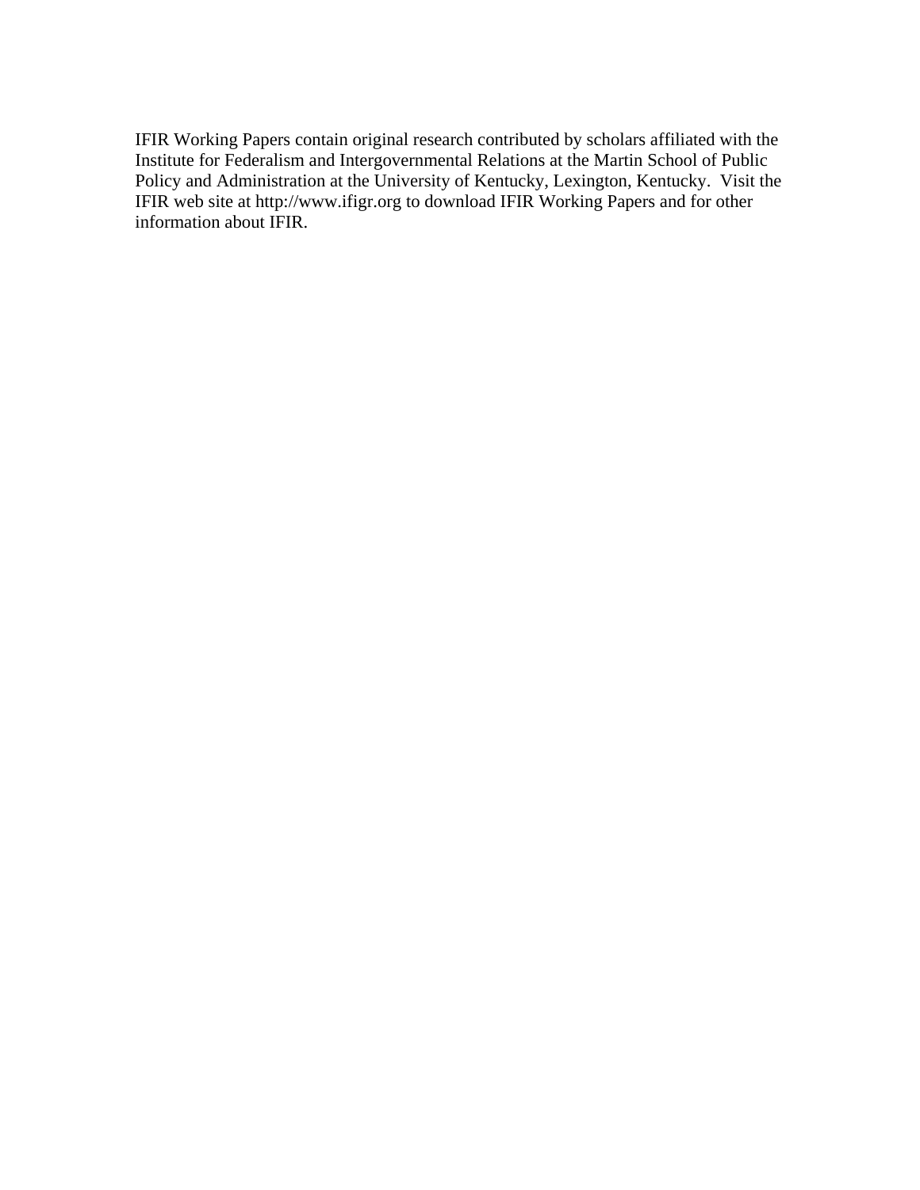IFIR Working Papers contain original research contributed by scholars affiliated with the Institute for Federalism and Intergovernmental Relations at the Martin School of Public Policy and Administration at the University of Kentucky, Lexington, Kentucky. Visit the IFIR web site at http://www.ifigr.org to download IFIR Working Papers and for other information about IFIR.